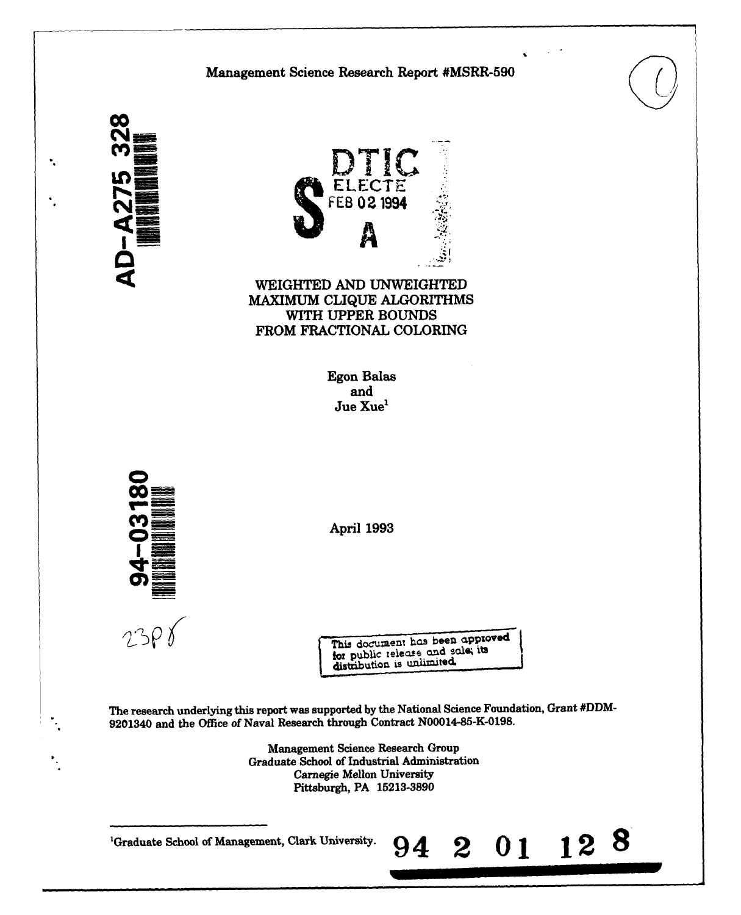Management Science Research Report #MSRR-590

AD-A275 328

DTIC ELECTE FEB 02 1994 S A

# WEIGHTED AND UNWEIGHTED MAXIMUM CLIQUE ALGORITHMS WITH UPPER BOUNDS FROM FRACTIONAL COLORING

Egon Balas
and
Jue Xue[1]

94-03180

April 1993

23P8

This document has been approved for public release and sale; its distribution is unlimited.

The research underlying this report was supported by the National Science Foundation, Grant #DDM-9201340 and the Office of Naval Research through Contract N00014-85-K-0198.

Management Science Research Group
Graduate School of Industrial Administration
Carnegie Mellon University
Pittsburgh, PA 15213-3890

[1]Graduate School of Management, Clark University.

94 2 01 128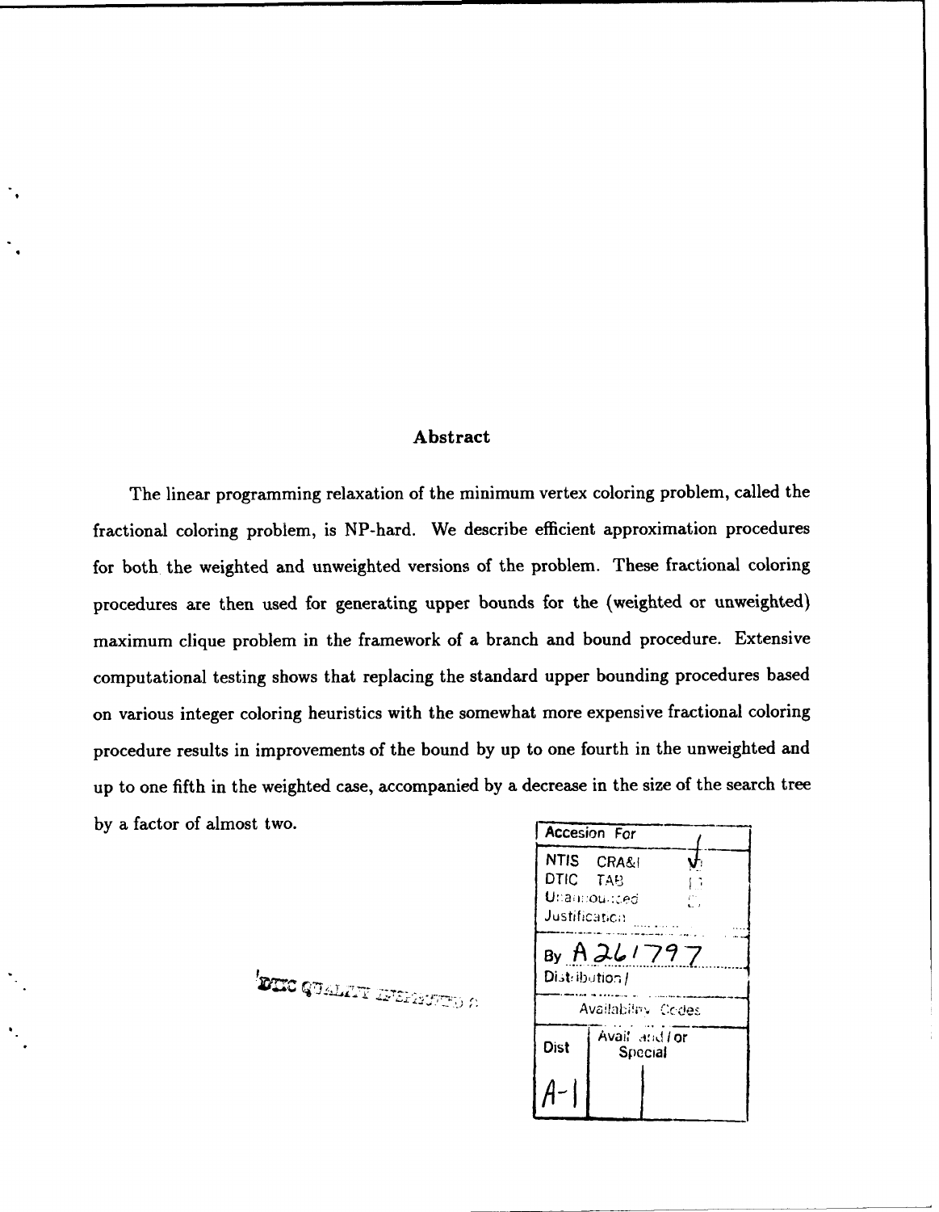## Abstract

The linear programming relaxation of the minimum vertex coloring problem, called the fractional coloring problem, is NP-hard. We describe efficient approximation procedures for both the weighted and unweighted versions of the problem. These fractional coloring procedures are then used for generating upper bounds for the (weighted or unweighted) maximum clique problem in the framework of a branch and bound procedure. Extensive computational testing shows that replacing the standard upper bounding procedures based on various integer coloring heuristics with the somewhat more expensive fractional coloring procedure results in improvements of the bound by up to one fourth in the unweighted and up to one fifth in the weighted case, accompanied by a decrease in the size of the search tree by a factor of almost two.

| Accesion For | |
|---|---|
| NTIS CRA&I | ✓ |
| DTIC TAB | |
| Unannounced | |
| Justification | |
| By A261797 | |
| Distribution / | |
| Availability Codes | |
| Dist | Avail and / or Special |
| A-1 | |

DTIC QUALITY INSPECTED 3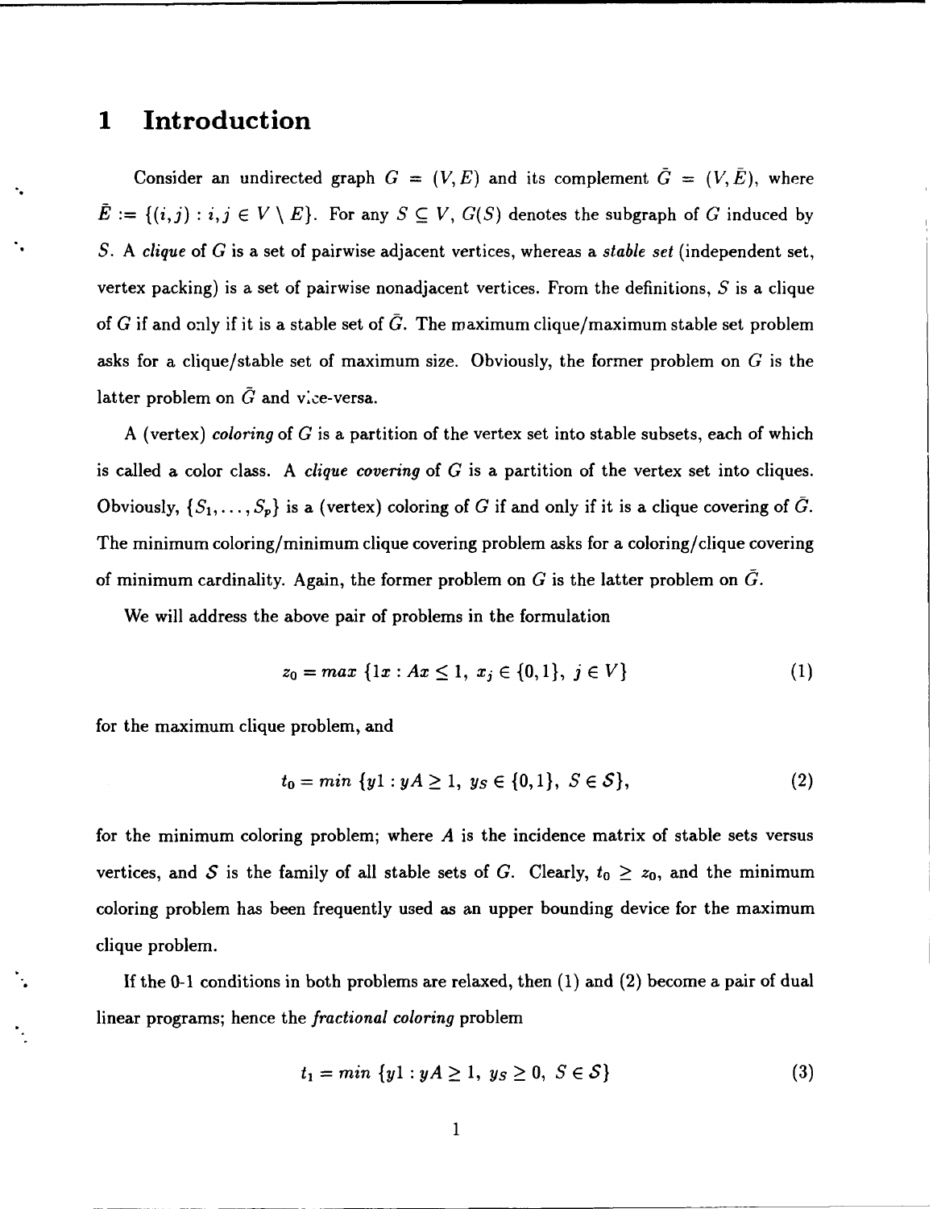# 1 Introduction

Consider an undirected graph $G = (V, E)$ and its complement $\bar{G} = (V, \bar{E})$, where $\bar{E} := \{(i,j) : i,j \in V \setminus E\}$. For any $S \subseteq V$, $G(S)$ denotes the subgraph of $G$ induced by $S$. A *clique* of $G$ is a set of pairwise adjacent vertices, whereas a *stable set* (independent set, vertex packing) is a set of pairwise nonadjacent vertices. From the definitions, $S$ is a clique of $G$ if and only if it is a stable set of $\bar{G}$. The maximum clique/maximum stable set problem asks for a clique/stable set of maximum size. Obviously, the former problem on $G$ is the latter problem on $\bar{G}$ and vice-versa.

A (vertex) *coloring* of $G$ is a partition of the vertex set into stable subsets, each of which is called a color class. A *clique covering* of $G$ is a partition of the vertex set into cliques. Obviously, $\{S_1, \ldots, S_p\}$ is a (vertex) coloring of $G$ if and only if it is a clique covering of $\bar{G}$. The minimum coloring/minimum clique covering problem asks for a coloring/clique covering of minimum cardinality. Again, the former problem on $G$ is the latter problem on $\bar{G}$.

We will address the above pair of problems in the formulation

$$z_0 = max\ \{1x : Ax \leq 1,\ x_j \in \{0,1\},\ j \in V\} \tag{1}$$

for the maximum clique problem, and

$$t_0 = min\ \{y1 : yA \geq 1,\ y_S \in \{0,1\},\ S \in \mathcal{S}\}, \tag{2}$$

for the minimum coloring problem; where $A$ is the incidence matrix of stable sets versus vertices, and $\mathcal{S}$ is the family of all stable sets of $G$. Clearly, $t_0 \geq z_0$, and the minimum coloring problem has been frequently used as an upper bounding device for the maximum clique problem.

If the 0-1 conditions in both problems are relaxed, then (1) and (2) become a pair of dual linear programs; hence the *fractional coloring* problem

$$t_1 = min\ \{y1 : yA \geq 1,\ y_S \geq 0,\ S \in \mathcal{S}\} \tag{3}$$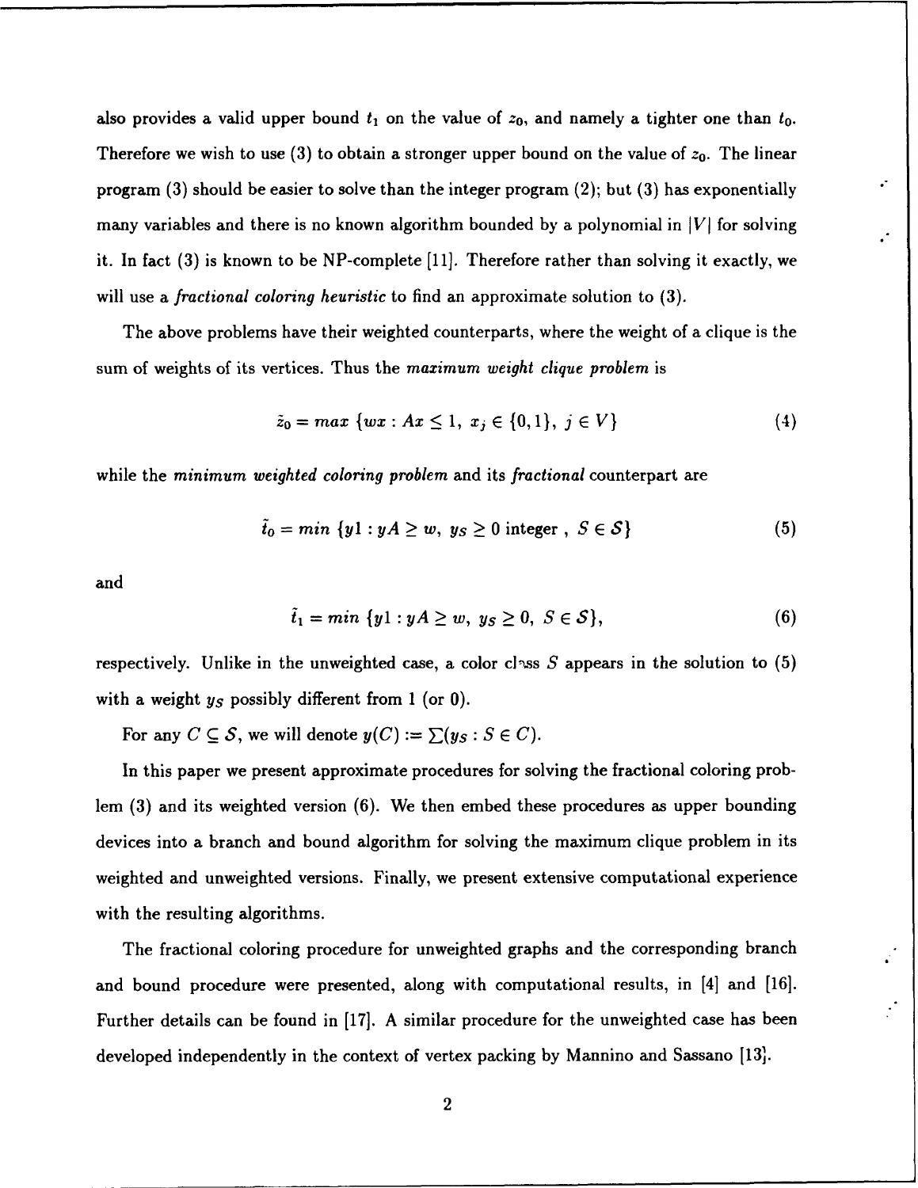also provides a valid upper bound $t_1$ on the value of $z_0$, and namely a tighter one than $t_0$. Therefore we wish to use (3) to obtain a stronger upper bound on the value of $z_0$. The linear program (3) should be easier to solve than the integer program (2); but (3) has exponentially many variables and there is no known algorithm bounded by a polynomial in $|V|$ for solving it. In fact (3) is known to be NP-complete [11]. Therefore rather than solving it exactly, we will use a *fractional coloring heuristic* to find an approximate solution to (3).

The above problems have their weighted counterparts, where the weight of a clique is the sum of weights of its vertices. Thus the *maximum weight clique problem* is

$$\tilde{z}_0 = max\ \{wx : Ax \leq 1,\ x_j \in \{0,1\},\ j \in V\} \tag{4}$$

while the *minimum weighted coloring problem* and its *fractional* counterpart are

$$\tilde{t}_0 = min\ \{y1 : yA \geq w,\ y_S \geq 0 \text{ integer },\ S \in \mathcal{S}\} \tag{5}$$

and

$$\tilde{t}_1 = min\ \{y1 : yA \geq w,\ y_S \geq 0,\ S \in \mathcal{S}\}, \tag{6}$$

respectively. Unlike in the unweighted case, a color class $S$ appears in the solution to (5) with a weight $y_S$ possibly different from 1 (or 0).

For any $C \subseteq \mathcal{S}$, we will denote $y(C) := \sum(y_S : S \in C)$.

In this paper we present approximate procedures for solving the fractional coloring problem (3) and its weighted version (6). We then embed these procedures as upper bounding devices into a branch and bound algorithm for solving the maximum clique problem in its weighted and unweighted versions. Finally, we present extensive computational experience with the resulting algorithms.

The fractional coloring procedure for unweighted graphs and the corresponding branch and bound procedure were presented, along with computational results, in [4] and [16]. Further details can be found in [17]. A similar procedure for the unweighted case has been developed independently in the context of vertex packing by Mannino and Sassano [13].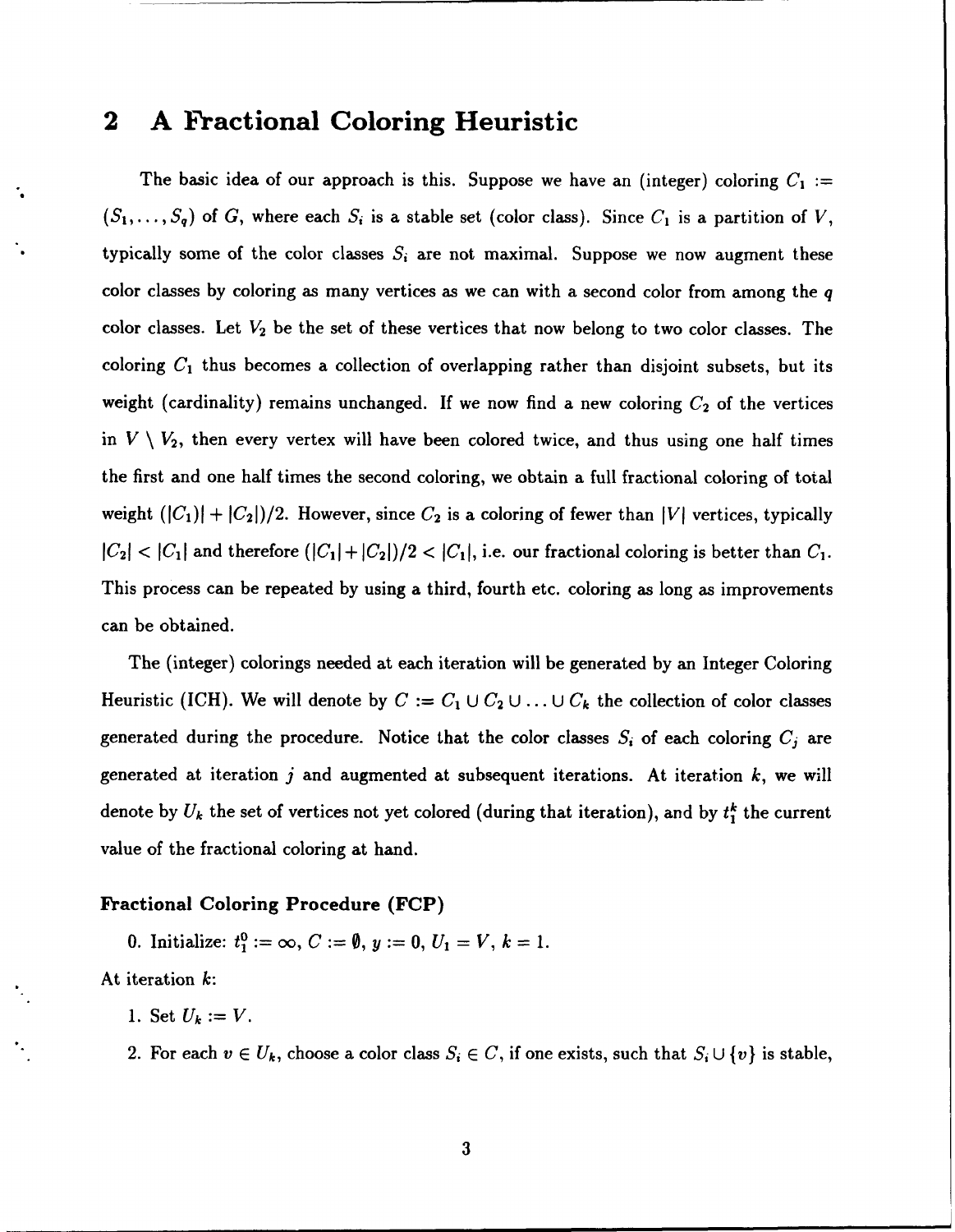## 2 A Fractional Coloring Heuristic

The basic idea of our approach is this. Suppose we have an (integer) coloring $C_1 := (S_1, \ldots, S_q)$ of $G$, where each $S_i$ is a stable set (color class). Since $C_1$ is a partition of $V$, typically some of the color classes $S_i$ are not maximal. Suppose we now augment these color classes by coloring as many vertices as we can with a second color from among the $q$ color classes. Let $V_2$ be the set of these vertices that now belong to two color classes. The coloring $C_1$ thus becomes a collection of overlapping rather than disjoint subsets, but its weight (cardinality) remains unchanged. If we now find a new coloring $C_2$ of the vertices in $V \setminus V_2$, then every vertex will have been colored twice, and thus using one half times the first and one half times the second coloring, we obtain a full fractional coloring of total weight $(|C_1)| + |C_2|)/2$. However, since $C_2$ is a coloring of fewer than $|V|$ vertices, typically $|C_2| < |C_1|$ and therefore $(|C_1| + |C_2|)/2 < |C_1|$, i.e. our fractional coloring is better than $C_1$. This process can be repeated by using a third, fourth etc. coloring as long as improvements can be obtained.

The (integer) colorings needed at each iteration will be generated by an Integer Coloring Heuristic (ICH). We will denote by $C := C_1 \cup C_2 \cup \ldots \cup C_k$ the collection of color classes generated during the procedure. Notice that the color classes $S_i$ of each coloring $C_j$ are generated at iteration $j$ and augmented at subsequent iterations. At iteration $k$, we will denote by $U_k$ the set of vertices not yet colored (during that iteration), and by $t_1^k$ the current value of the fractional coloring at hand.

**Fractional Coloring Procedure (FCP)**

0. Initialize: $t_1^0 := \infty$, $C := \emptyset$, $y := 0$, $U_1 = V$, $k = 1$.

At iteration $k$:

1. Set $U_k := V$.
2. For each $v \in U_k$, choose a color class $S_i \in C$, if one exists, such that $S_i \cup \{v\}$ is stable,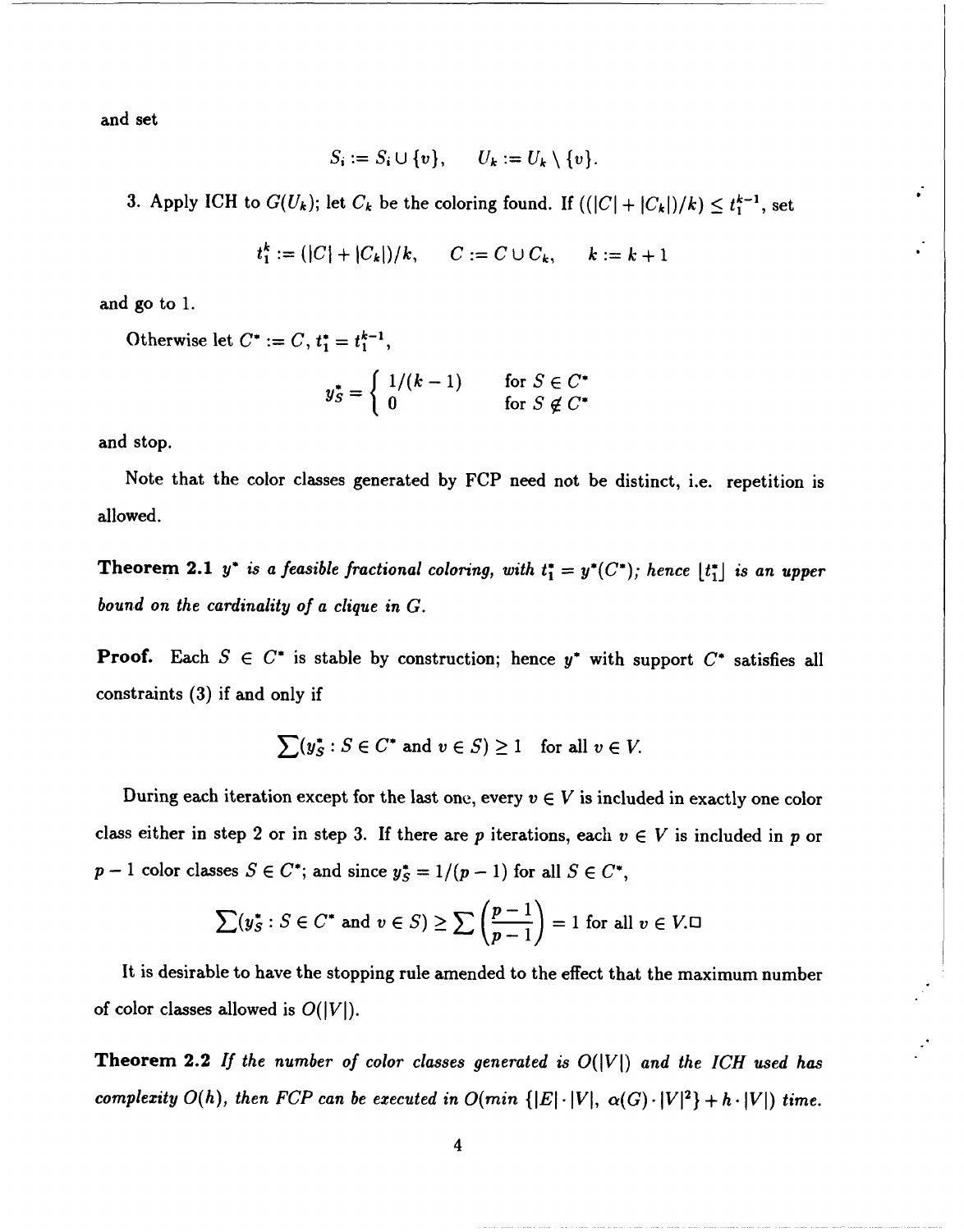and set

$$S_i := S_i \cup \{v\}, \qquad U_k := U_k \setminus \{v\}.$$

3. Apply ICH to $G(U_k)$; let $C_k$ be the coloring found. If $((|C| + |C_k|)/k) \leq t_1^{k-1}$, set

$$t_1^k := (|C| + |C_k|)/k, \qquad C := C \cup C_k, \qquad k := k+1$$

and go to 1.

Otherwise let $C^* := C$, $t_1^* = t_1^{k-1}$,

$$y_S^* = \begin{cases} 1/(k-1) & \text{for } S \in C^* \\ 0 & \text{for } S \notin C^* \end{cases}$$

and stop.

Note that the color classes generated by FCP need not be distinct, i.e. repetition is allowed.

**Theorem 2.1** *$y^*$ is a feasible fractional coloring, with $t_1^* = y^*(C^*)$; hence $\lfloor t_1^* \rfloor$ is an upper bound on the cardinality of a clique in $G$.*

**Proof.** Each $S \in C^*$ is stable by construction; hence $y^*$ with support $C^*$ satisfies all constraints (3) if and only if

$$\sum (y_S^* : S \in C^* \text{ and } v \in S) \geq 1 \quad \text{for all } v \in V.$$

During each iteration except for the last one, every $v \in V$ is included in exactly one color class either in step 2 or in step 3. If there are $p$ iterations, each $v \in V$ is included in $p$ or $p-1$ color classes $S \in C^*$; and since $y_S^* = 1/(p-1)$ for all $S \in C^*$,

$$\sum (y_S^* : S \in C^* \text{ and } v \in S) \geq \sum \left( \frac{p-1}{p-1} \right) = 1 \text{ for all } v \in V. \square$$

It is desirable to have the stopping rule amended to the effect that the maximum number of color classes allowed is $O(|V|)$.

**Theorem 2.2** *If the number of color classes generated is $O(|V|)$ and the ICH used has complexity $O(h)$, then FCP can be executed in $O(\min\{|E| \cdot |V|, \alpha(G) \cdot |V|^2\} + h \cdot |V|)$ time.*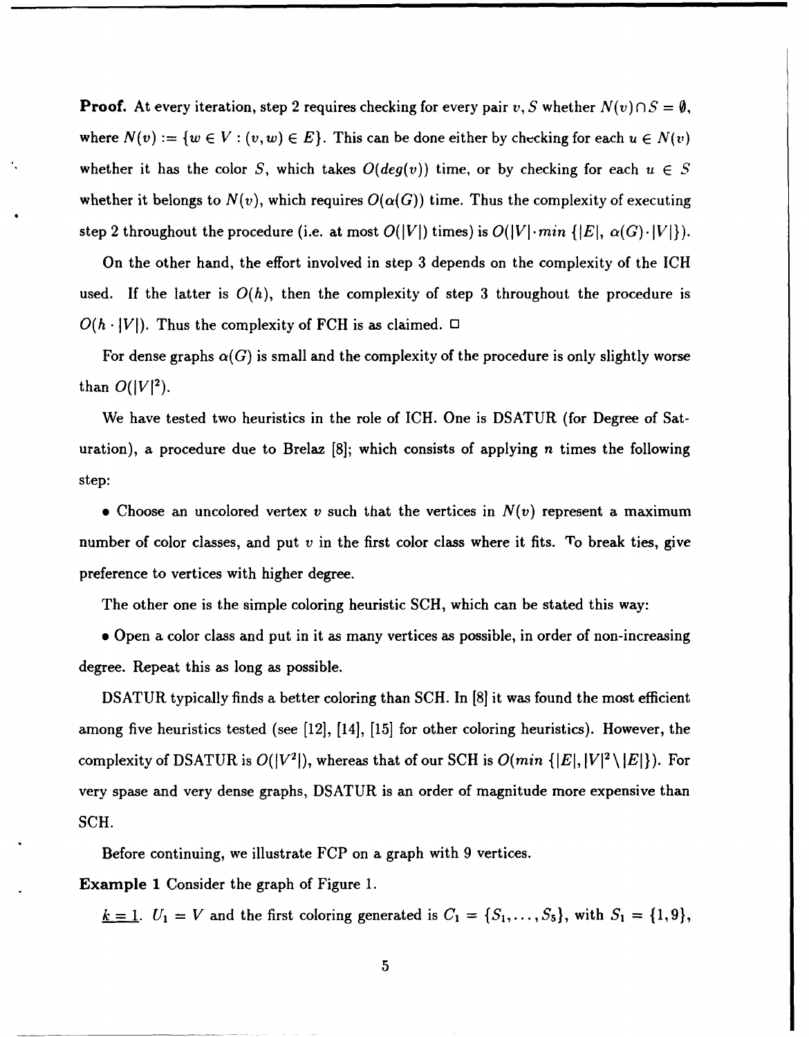**Proof.** At every iteration, step 2 requires checking for every pair $v, S$ whether $N(v) \cap S = \emptyset$, where $N(v) := \{w \in V : (v,w) \in E\}$. This can be done either by checking for each $u \in N(v)$ whether it has the color $S$, which takes $O(deg(v))$ time, or by checking for each $u \in S$ whether it belongs to $N(v)$, which requires $O(\alpha(G))$ time. Thus the complexity of executing step 2 throughout the procedure (i.e. at most $O(|V|)$ times) is $O(|V| \cdot min\ \{|E|,\ \alpha(G) \cdot |V|\})$.

On the other hand, the effort involved in step 3 depends on the complexity of the ICH used. If the latter is $O(h)$, then the complexity of step 3 throughout the procedure is $O(h \cdot |V|)$. Thus the complexity of FCH is as claimed. □

For dense graphs $\alpha(G)$ is small and the complexity of the procedure is only slightly worse than $O(|V|^2)$.

We have tested two heuristics in the role of ICH. One is DSATUR (for Degree of Saturation), a procedure due to Brelaz [8]; which consists of applying $n$ times the following step:

- Choose an uncolored vertex $v$ such that the vertices in $N(v)$ represent a maximum number of color classes, and put $v$ in the first color class where it fits. To break ties, give preference to vertices with higher degree.

The other one is the simple coloring heuristic SCH, which can be stated this way:

- Open a color class and put in it as many vertices as possible, in order of non-increasing degree. Repeat this as long as possible.

DSATUR typically finds a better coloring than SCH. In [8] it was found the most efficient among five heuristics tested (see [12], [14], [15] for other coloring heuristics). However, the complexity of DSATUR is $O(|V^2|)$, whereas that of our SCH is $O(min\ \{|E|, |V|^2 \setminus |E|\})$. For very spase and very dense graphs, DSATUR is an order of magnitude more expensive than SCH.

Before continuing, we illustrate FCP on a graph with 9 vertices.

**Example 1** Consider the graph of Figure 1.

$\underline{k=1}$. $U_1 = V$ and the first coloring generated is $C_1 = \{S_1, \ldots, S_5\}$, with $S_1 = \{1, 9\}$,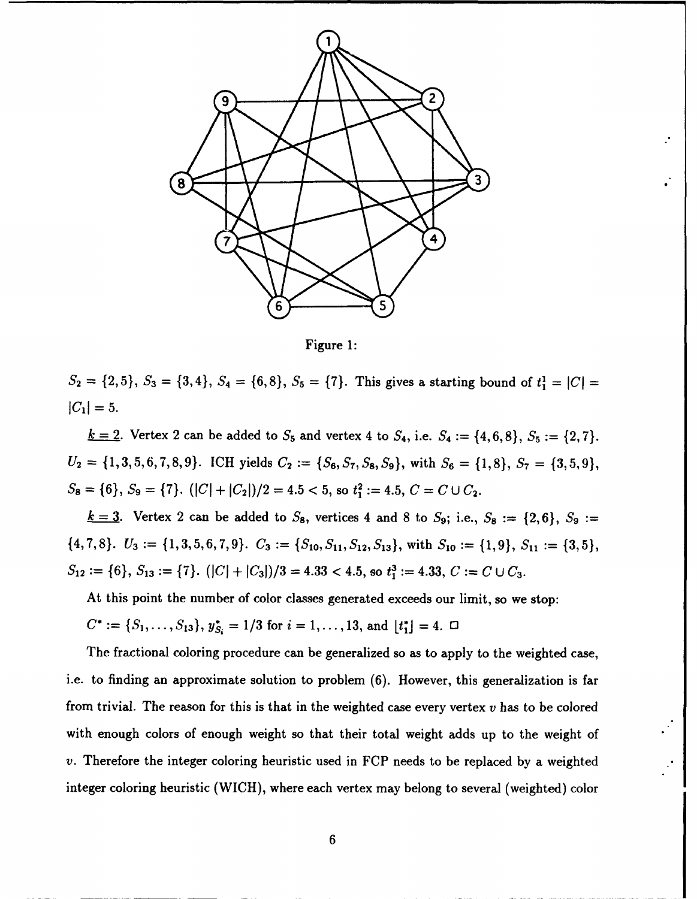Figure 1:

$S_2 = \{2,5\}$, $S_3 = \{3,4\}$, $S_4 = \{6,8\}$, $S_5 = \{7\}$. This gives a starting bound of $t_1^1 = |C| = |C_1| = 5$.

$\underline{k=2}$. Vertex 2 can be added to $S_5$ and vertex 4 to $S_4$, i.e. $S_4 := \{4,6,8\}$, $S_5 := \{2,7\}$. $U_2 = \{1,3,5,6,7,8,9\}$. ICH yields $C_2 := \{S_6, S_7, S_8, S_9\}$, with $S_6 = \{1,8\}$, $S_7 = \{3,5,9\}$, $S_8 = \{6\}$, $S_9 = \{7\}$. $(|C| + |C_2|)/2 = 4.5 < 5$, so $t_1^2 := 4.5$, $C = C \cup C_2$.

$\underline{k=3}$. Vertex 2 can be added to $S_8$, vertices 4 and 8 to $S_9$; i.e., $S_8 := \{2,6\}$, $S_9 := \{4,7,8\}$. $U_3 := \{1,3,5,6,7,9\}$. $C_3 := \{S_{10}, S_{11}, S_{12}, S_{13}\}$, with $S_{10} := \{1,9\}$, $S_{11} := \{3,5\}$, $S_{12} := \{6\}$, $S_{13} := \{7\}$. $(|C| + |C_3|)/3 = 4.33 < 4.5$, so $t_1^3 := 4.33$, $C := C \cup C_3$.

At this point the number of color classes generated exceeds our limit, so we stop:

$C^* := \{S_1, \ldots, S_{13}\}$, $y^*_{S_i} = 1/3$ for $i = 1, \ldots, 13$, and $\lfloor t_1^* \rfloor = 4$. □

The fractional coloring procedure can be generalized so as to apply to the weighted case, i.e. to finding an approximate solution to problem (6). However, this generalization is far from trivial. The reason for this is that in the weighted case every vertex $v$ has to be colored with enough colors of enough weight so that their total weight adds up to the weight of $v$. Therefore the integer coloring heuristic used in FCP needs to be replaced by a weighted integer coloring heuristic (WICH), where each vertex may belong to several (weighted) color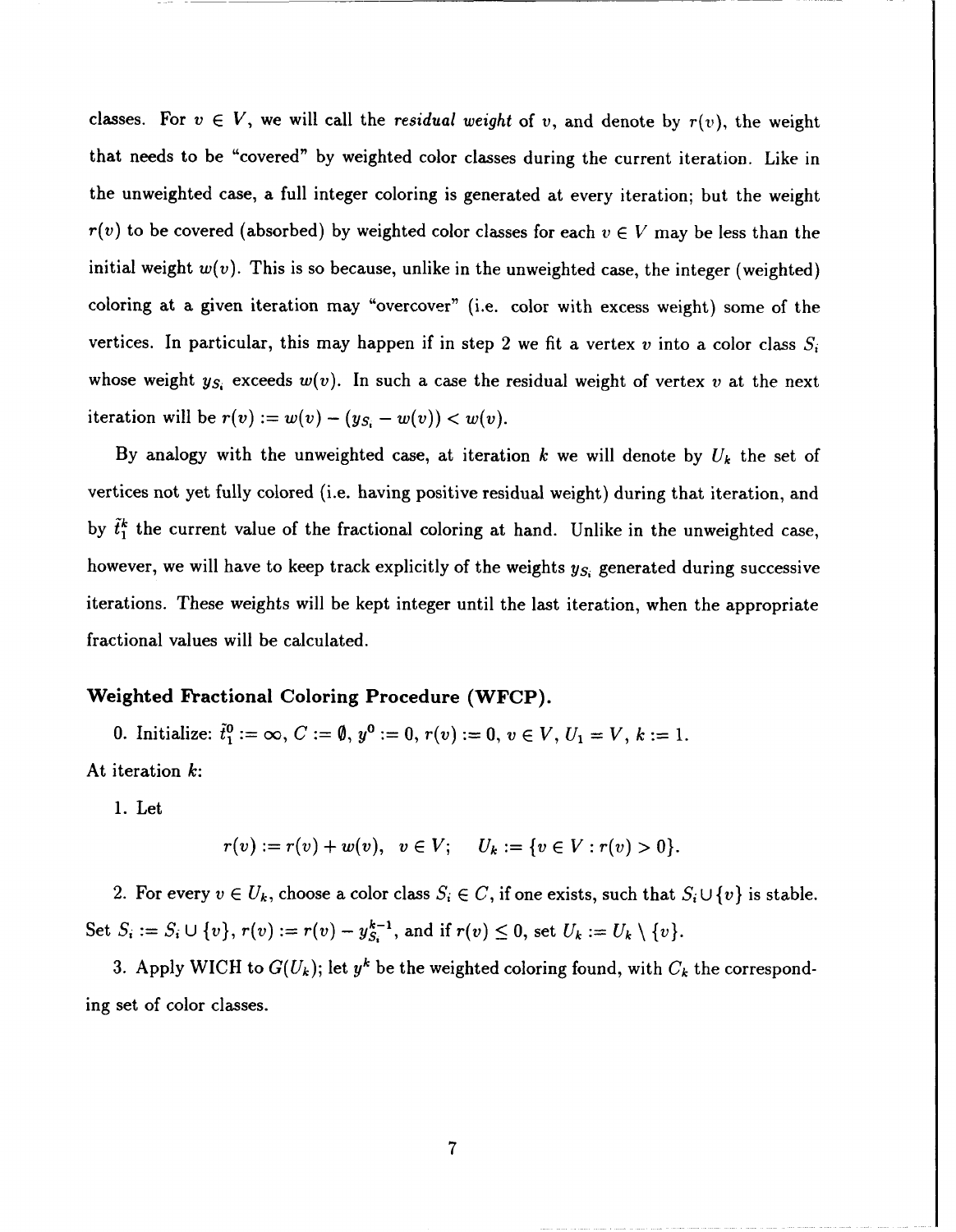classes. For $v \in V$, we will call the *residual weight* of $v$, and denote by $r(v)$, the weight that needs to be "covered" by weighted color classes during the current iteration. Like in the unweighted case, a full integer coloring is generated at every iteration; but the weight $r(v)$ to be covered (absorbed) by weighted color classes for each $v \in V$ may be less than the initial weight $w(v)$. This is so because, unlike in the unweighted case, the integer (weighted) coloring at a given iteration may "overcover" (i.e. color with excess weight) some of the vertices. In particular, this may happen if in step 2 we fit a vertex $v$ into a color class $S_i$ whose weight $y_{S_i}$ exceeds $w(v)$. In such a case the residual weight of vertex $v$ at the next iteration will be $r(v) := w(v) - (y_{S_i} - w(v)) < w(v)$.

By analogy with the unweighted case, at iteration $k$ we will denote by $U_k$ the set of vertices not yet fully colored (i.e. having positive residual weight) during that iteration, and by $\tilde{t}_1^k$ the current value of the fractional coloring at hand. Unlike in the unweighted case, however, we will have to keep track explicitly of the weights $y_{S_i}$ generated during successive iterations. These weights will be kept integer until the last iteration, when the appropriate fractional values will be calculated.

### Weighted Fractional Coloring Procedure (WFCP).

0. Initialize: $\tilde{t}_1^0 := \infty$, $C := \emptyset$, $y^0 := 0$, $r(v) := 0$, $v \in V$, $U_1 = V$, $k := 1$.

At iteration $k$:

1. Let

$$r(v) := r(v) + w(v), \quad v \in V; \qquad U_k := \{v \in V : r(v) > 0\}.$$

2. For every $v \in U_k$, choose a color class $S_i \in C$, if one exists, such that $S_i \cup \{v\}$ is stable. Set $S_i := S_i \cup \{v\}$, $r(v) := r(v) - y_{S_i}^{k-1}$, and if $r(v) \leq 0$, set $U_k := U_k \setminus \{v\}$.

3. Apply WICH to $G(U_k)$; let $y^k$ be the weighted coloring found, with $C_k$ the corresponding set of color classes.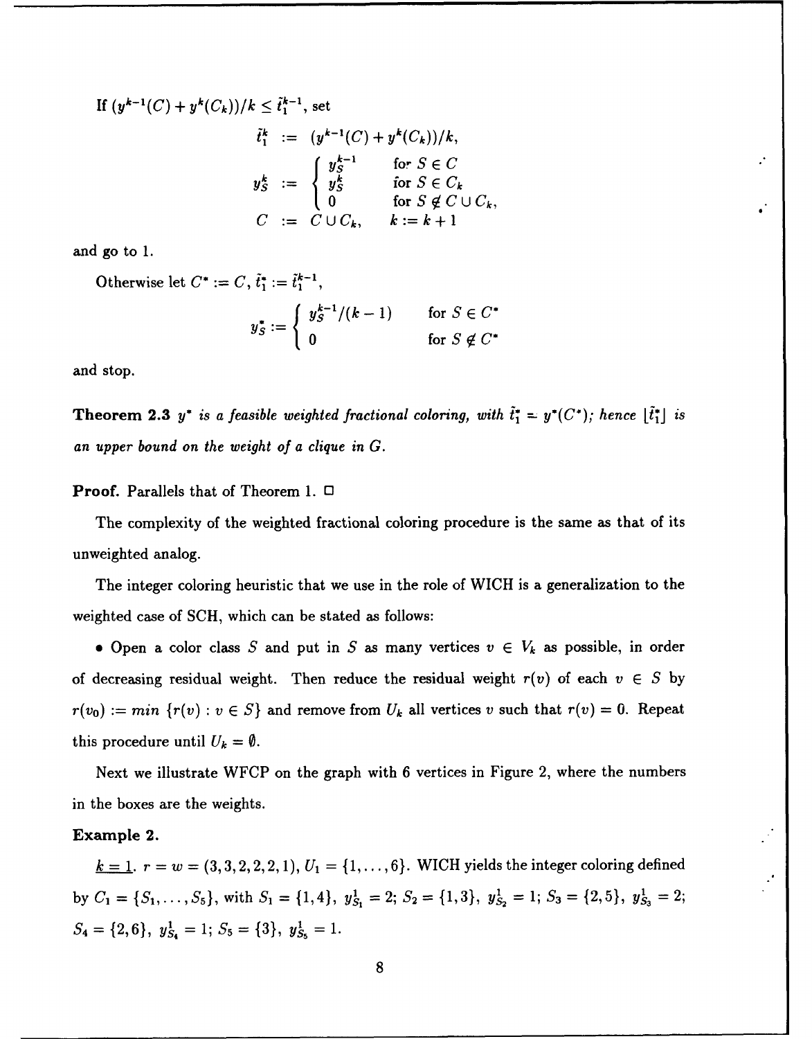If $(y^{k-1}(C) + y^k(C_k))/k \leq \tilde{t}_1^{k-1}$, set

$$
\begin{aligned}
\tilde{t}_1^k &:= (y^{k-1}(C) + y^k(C_k))/k, \\
y_S^k &:= \begin{cases} y_S^{k-1} & \text{for } S \in C \\ y_S^k & \text{for } S \in C_k \\ 0 & \text{for } S \notin C \cup C_k, \end{cases} \\
C &:= C \cup C_k, \qquad k := k+1
\end{aligned}
$$

and go to 1.

Otherwise let $C^* := C$, $\tilde{t}_1^* := \tilde{t}_1^{k-1}$,

$$
y_S^* := \begin{cases} y_S^{k-1}/(k-1) & \text{for } S \in C^* \\ 0 & \text{for } S \notin C^* \end{cases}
$$

and stop.

**Theorem 2.3** *$y^*$ is a feasible weighted fractional coloring, with $\tilde{t}_1^* = y^*(C^*)$; hence $\lfloor \tilde{t}_1^* \rfloor$ is an upper bound on the weight of a clique in $G$.*

**Proof.** Parallels that of Theorem 1. □

The complexity of the weighted fractional coloring procedure is the same as that of its unweighted analog.

The integer coloring heuristic that we use in the role of WICH is a generalization to the weighted case of SCH, which can be stated as follows:

• Open a color class $S$ and put in $S$ as many vertices $v \in V_k$ as possible, in order of decreasing residual weight. Then reduce the residual weight $r(v)$ of each $v \in S$ by $r(v_0) := min \ \{r(v) : v \in S\}$ and remove from $U_k$ all vertices $v$ such that $r(v) = 0$. Repeat this procedure until $U_k = \emptyset$.

Next we illustrate WFCP on the graph with 6 vertices in Figure 2, where the numbers in the boxes are the weights.

**Example 2.**

$\underline{k=1}$. $r = w = (3,3,2,2,2,1)$, $U_1 = \{1,\ldots,6\}$. WICH yields the integer coloring defined by $C_1 = \{S_1,\ldots,S_5\}$, with $S_1 = \{1,4\}$, $y_{S_1}^1 = 2$; $S_2 = \{1,3\}$, $y_{S_2}^1 = 1$; $S_3 = \{2,5\}$, $y_{S_3}^1 = 2$; $S_4 = \{2,6\}$, $y_{S_4}^1 = 1$; $S_5 = \{3\}$, $y_{S_5}^1 = 1$.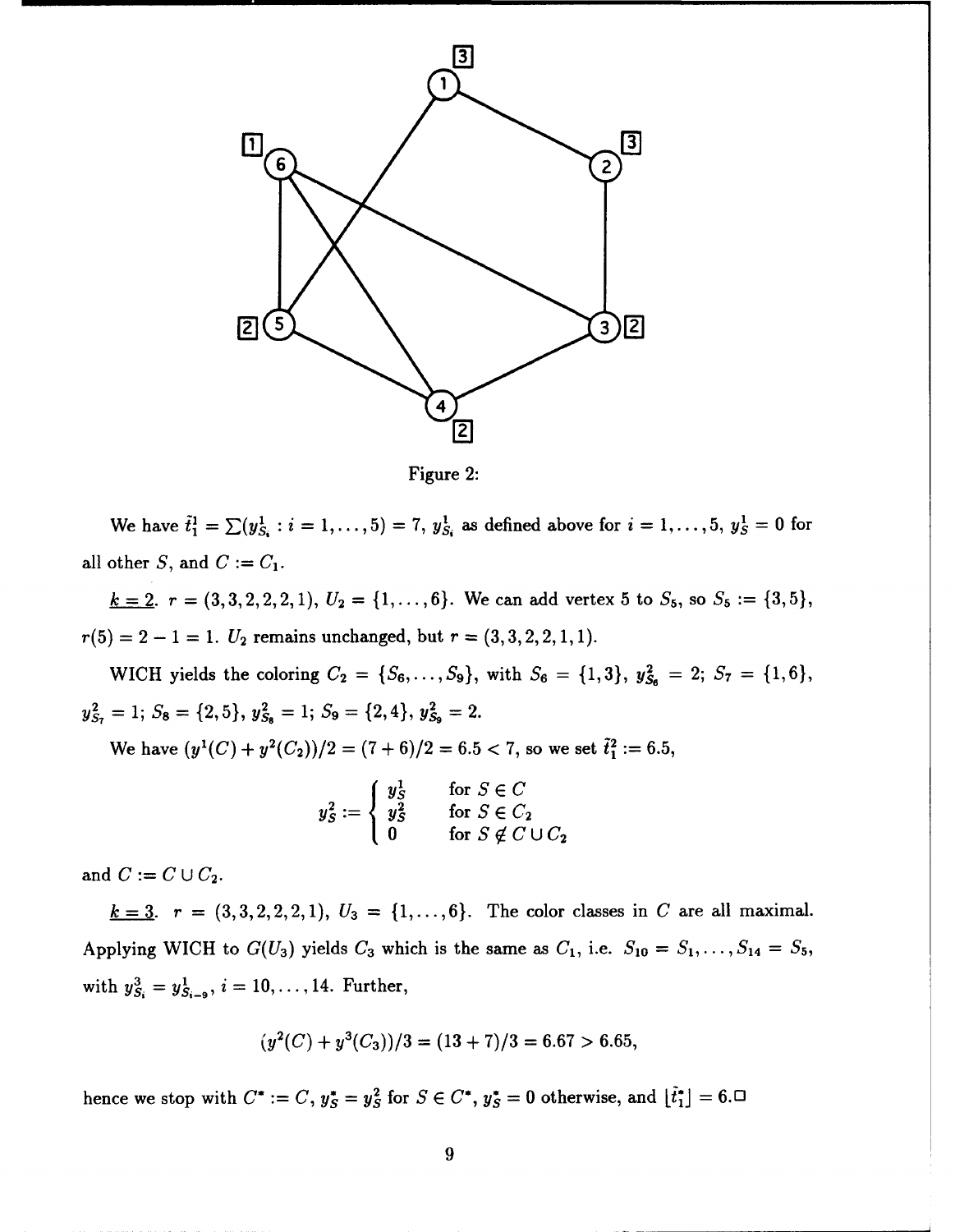Figure 2:

We have $\tilde{t}_1^1 = \sum(y^1_{S_i} : i = 1, \ldots, 5) = 7$, $y^1_{S_i}$ as defined above for $i = 1, \ldots, 5$, $y^1_S = 0$ for all other $S$, and $C := C_1$.

<u>$k = 2$</u>. $r = (3, 3, 2, 2, 2, 1)$, $U_2 = \{1, \ldots, 6\}$. We can add vertex 5 to $S_5$, so $S_5 := \{3, 5\}$, $r(5) = 2 - 1 = 1$. $U_2$ remains unchanged, but $r = (3, 3, 2, 2, 1, 1)$.

WICH yields the coloring $C_2 = \{S_6, \ldots, S_9\}$, with $S_6 = \{1, 3\}$, $y^2_{S_6} = 2$; $S_7 = \{1, 6\}$, $y^2_{S_7} = 1$; $S_8 = \{2, 5\}$, $y^2_{S_8} = 1$; $S_9 = \{2, 4\}$, $y^2_{S_9} = 2$.

We have $(y^1(C) + y^2(C_2))/2 = (7 + 6)/2 = 6.5 < 7$, so we set $\tilde{t}_1^2 := 6.5$,

$$y^2_S := \begin{cases} y^1_S & \text{for } S \in C \\ y^2_S & \text{for } S \in C_2 \\ 0 & \text{for } S \notin C \cup C_2 \end{cases}$$

and $C := C \cup C_2$.

<u>$k = 3$</u>. $r = (3, 3, 2, 2, 2, 1)$, $U_3 = \{1, \ldots, 6\}$. The color classes in $C$ are all maximal. Applying WICH to $G(U_3)$ yields $C_3$ which is the same as $C_1$, i.e. $S_{10} = S_1, \ldots, S_{14} = S_5$, with $y^3_{S_i} = y^1_{S_{i-9}}$, $i = 10, \ldots, 14$. Further,

$$(y^2(C) + y^3(C_3))/3 = (13 + 7)/3 = 6.67 > 6.65,$$

hence we stop with $C^* := C$, $y^*_S = y^2_S$ for $S \in C^*$, $y^*_S = 0$ otherwise, and $\lfloor \tilde{t}_1^* \rfloor = 6$.□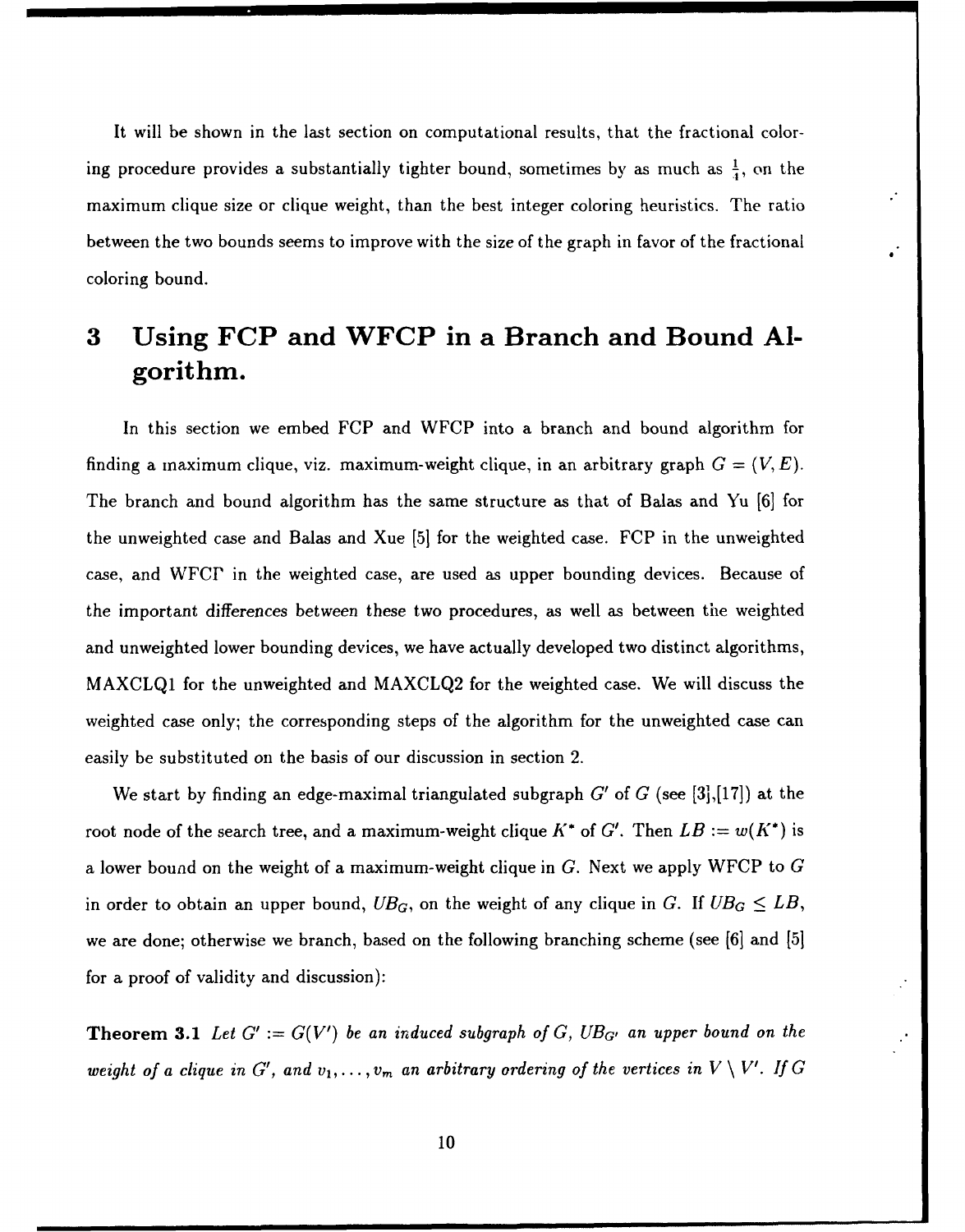It will be shown in the last section on computational results, that the fractional coloring procedure provides a substantially tighter bound, sometimes by as much as $\frac{1}{4}$, on the maximum clique size or clique weight, than the best integer coloring heuristics. The ratio between the two bounds seems to improve with the size of the graph in favor of the fractional coloring bound.

# 3 Using FCP and WFCP in a Branch and Bound Algorithm.

In this section we embed FCP and WFCP into a branch and bound algorithm for finding a maximum clique, viz. maximum-weight clique, in an arbitrary graph $G = (V, E)$. The branch and bound algorithm has the same structure as that of Balas and Yu [6] for the unweighted case and Balas and Xue [5] for the weighted case. FCP in the unweighted case, and WFCP in the weighted case, are used as upper bounding devices. Because of the important differences between these two procedures, as well as between the weighted and unweighted lower bounding devices, we have actually developed two distinct algorithms, MAXCLQ1 for the unweighted and MAXCLQ2 for the weighted case. We will discuss the weighted case only; the corresponding steps of the algorithm for the unweighted case can easily be substituted on the basis of our discussion in section 2.

We start by finding an edge-maximal triangulated subgraph $G'$ of $G$ (see [3],[17]) at the root node of the search tree, and a maximum-weight clique $K^*$ of $G'$. Then $LB := w(K^*)$ is a lower bound on the weight of a maximum-weight clique in $G$. Next we apply WFCP to $G$ in order to obtain an upper bound, $UB_G$, on the weight of any clique in $G$. If $UB_G \leq LB$, we are done; otherwise we branch, based on the following branching scheme (see [6] and [5] for a proof of validity and discussion):

**Theorem 3.1** *Let $G' := G(V')$ be an induced subgraph of $G$, $UB_{G'}$ an upper bound on the weight of a clique in $G'$, and $v_1, \ldots, v_m$ an arbitrary ordering of the vertices in $V \setminus V'$. If $G$*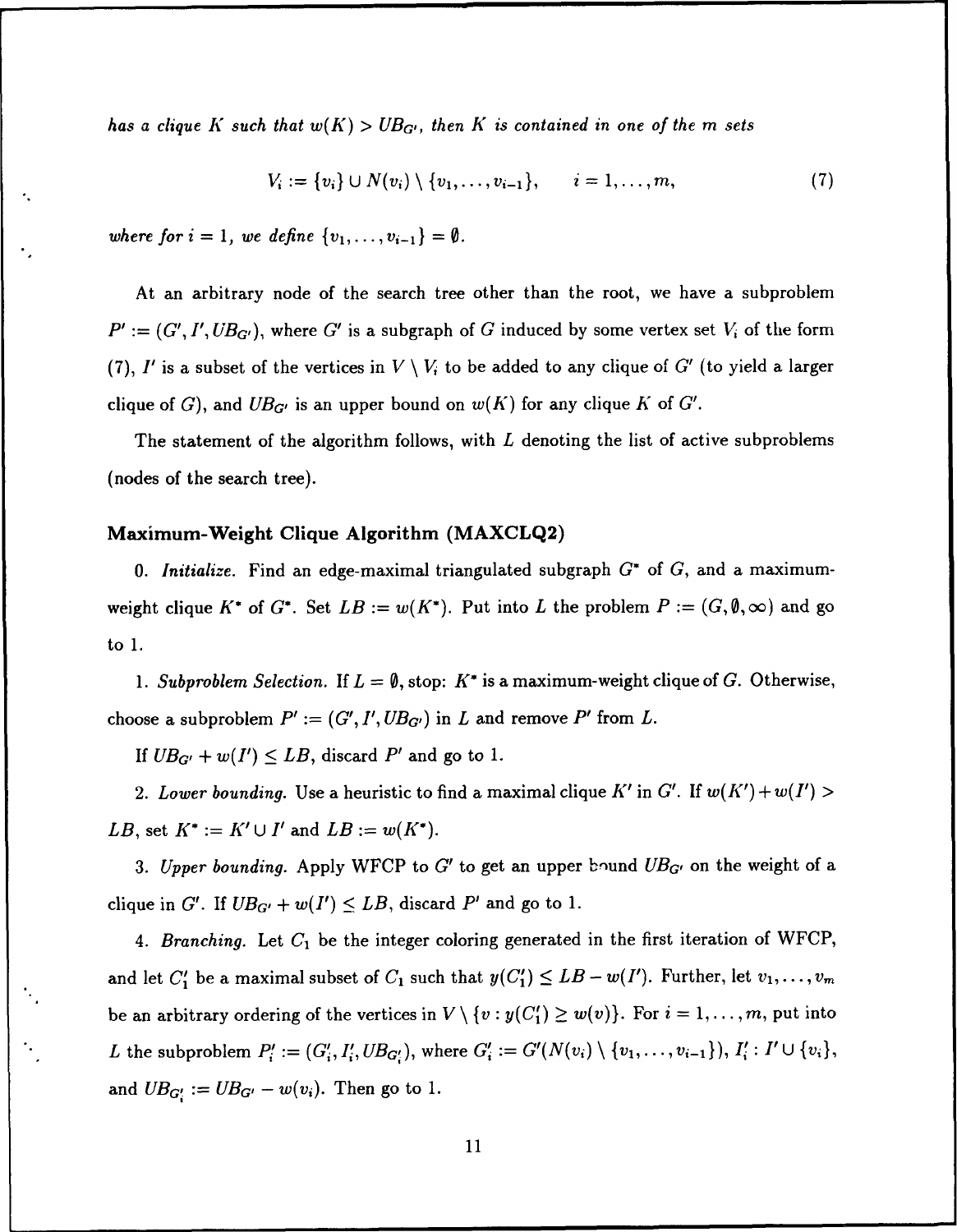*has a clique $K$ such that $w(K) > UB_{G'}$, then $K$ is contained in one of the $m$ sets*

$$V_i := \{v_i\} \cup N(v_i) \setminus \{v_1, \ldots, v_{i-1}\}, \qquad i = 1, \ldots, m, \tag{7}$$

*where for $i = 1$, we define $\{v_1, \ldots, v_{i-1}\} = \emptyset$.*

At an arbitrary node of the search tree other than the root, we have a subproblem $P' := (G', I', UB_{G'})$, where $G'$ is a subgraph of $G$ induced by some vertex set $V_i$ of the form (7), $I'$ is a subset of the vertices in $V \setminus V_i$ to be added to any clique of $G'$ (to yield a larger clique of $G$), and $UB_{G'}$ is an upper bound on $w(K)$ for any clique $K$ of $G'$.

The statement of the algorithm follows, with $L$ denoting the list of active subproblems (nodes of the search tree).

### Maximum-Weight Clique Algorithm (MAXCLQ2)

0. *Initialize.* Find an edge-maximal triangulated subgraph $G^*$ of $G$, and a maximum-weight clique $K^*$ of $G^*$. Set $LB := w(K^*)$. Put into $L$ the problem $P := (G, \emptyset, \infty)$ and go to 1.

1. *Subproblem Selection.* If $L = \emptyset$, stop: $K^*$ is a maximum-weight clique of $G$. Otherwise, choose a subproblem $P' := (G', I', UB_{G'})$ in $L$ and remove $P'$ from $L$.

   If $UB_{G'} + w(I') \leq LB$, discard $P'$ and go to 1.

2. *Lower bounding.* Use a heuristic to find a maximal clique $K'$ in $G'$. If $w(K') + w(I') > LB$, set $K^* := K' \cup I'$ and $LB := w(K^*)$.

3. *Upper bounding.* Apply WFCP to $G'$ to get an upper bound $UB_{G'}$ on the weight of a clique in $G'$. If $UB_{G'} + w(I') \leq LB$, discard $P'$ and go to 1.

4. *Branching.* Let $C_1$ be the integer coloring generated in the first iteration of WFCP, and let $C_1'$ be a maximal subset of $C_1$ such that $y(C_1') \leq LB - w(I')$. Further, let $v_1, \ldots, v_m$ be an arbitrary ordering of the vertices in $V \setminus \{v : y(C_1') \geq w(v)\}$. For $i = 1, \ldots, m$, put into $L$ the subproblem $P_i' := (G_i', I_i', UB_{G_i'})$, where $G_i' := G'(N(v_i) \setminus \{v_1, \ldots, v_{i-1}\})$, $I_i' : I' \cup \{v_i\}$, and $UB_{G_i'} := UB_{G'} - w(v_i)$. Then go to 1.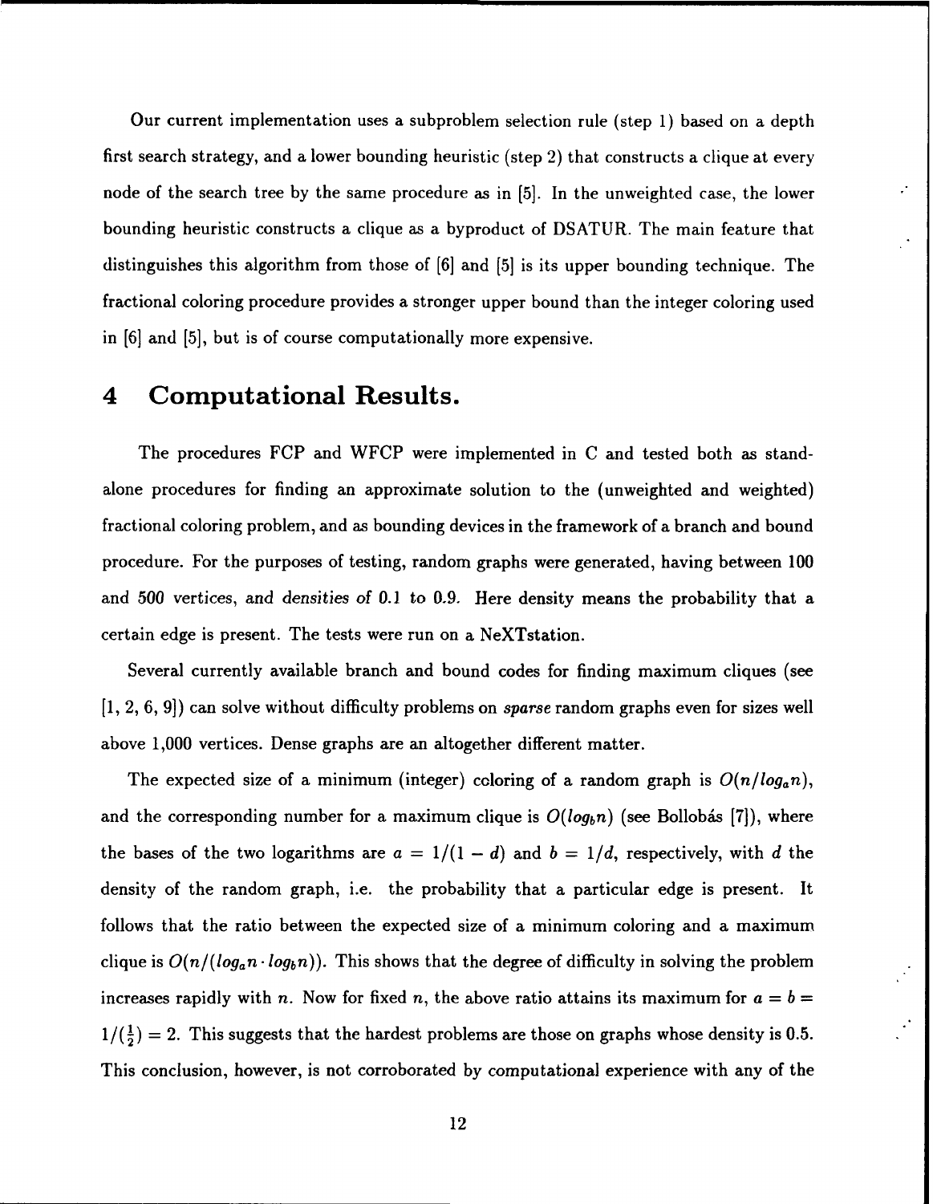Our current implementation uses a subproblem selection rule (step 1) based on a depth first search strategy, and a lower bounding heuristic (step 2) that constructs a clique at every node of the search tree by the same procedure as in [5]. In the unweighted case, the lower bounding heuristic constructs a clique as a byproduct of DSATUR. The main feature that distinguishes this algorithm from those of [6] and [5] is its upper bounding technique. The fractional coloring procedure provides a stronger upper bound than the integer coloring used in [6] and [5], but is of course computationally more expensive.

# 4 Computational Results.

The procedures FCP and WFCP were implemented in C and tested both as stand-alone procedures for finding an approximate solution to the (unweighted and weighted) fractional coloring problem, and as bounding devices in the framework of a branch and bound procedure. For the purposes of testing, random graphs were generated, having between 100 and 500 vertices, and densities of 0.1 to 0.9. Here density means the probability that a certain edge is present. The tests were run on a NeXTstation.

Several currently available branch and bound codes for finding maximum cliques (see [1, 2, 6, 9]) can solve without difficulty problems on *sparse* random graphs even for sizes well above 1,000 vertices. Dense graphs are an altogether different matter.

The expected size of a minimum (integer) coloring of a random graph is $O(n/log_a n)$, and the corresponding number for a maximum clique is $O(log_b n)$ (see Bollobás [7]), where the bases of the two logarithms are $a = 1/(1-d)$ and $b = 1/d$, respectively, with $d$ the density of the random graph, i.e. the probability that a particular edge is present. It follows that the ratio between the expected size of a minimum coloring and a maximum clique is $O(n/(log_a n \cdot log_b n))$. This shows that the degree of difficulty in solving the problem increases rapidly with $n$. Now for fixed $n$, the above ratio attains its maximum for $a = b = 1/(\frac{1}{2}) = 2$. This suggests that the hardest problems are those on graphs whose density is 0.5. This conclusion, however, is not corroborated by computational experience with any of the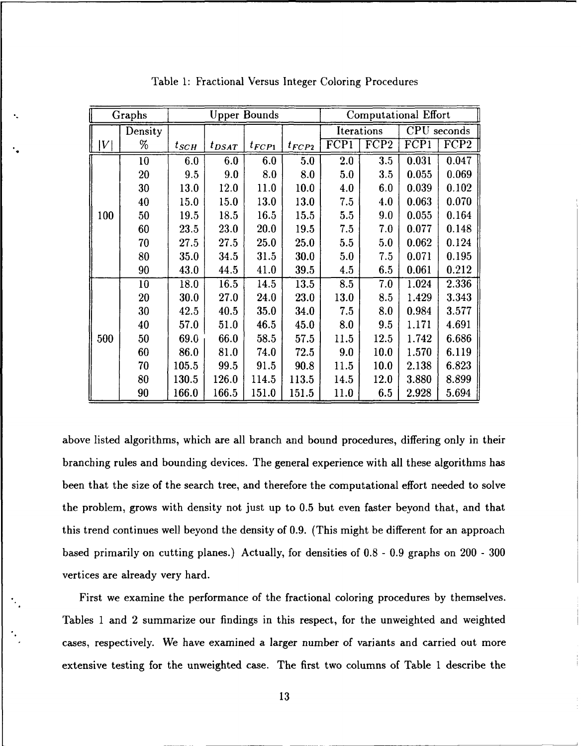Table 1: Fractional Versus Integer Coloring Procedures

| Graphs | | Upper Bounds | | | | Computational Effort | | | |
|---|---|---|---|---|---|---|---|---|---|
| | Density | | | | | Iterations | | CPU seconds | |
| $\|V\|$ | % | $t_{SCH}$ | $t_{DSAT}$ | $t_{FCP1}$ | $t_{FCP2}$ | FCP1 | FCP2 | FCP1 | FCP2 |
| 100 | 10 | 6.0 | 6.0 | 6.0 | 5.0 | 2.0 | 3.5 | 0.031 | 0.047 |
| | 20 | 9.5 | 9.0 | 8.0 | 8.0 | 5.0 | 3.5 | 0.055 | 0.069 |
| | 30 | 13.0 | 12.0 | 11.0 | 10.0 | 4.0 | 6.0 | 0.039 | 0.102 |
| | 40 | 15.0 | 15.0 | 13.0 | 13.0 | 7.5 | 4.0 | 0.063 | 0.070 |
| | 50 | 19.5 | 18.5 | 16.5 | 15.5 | 5.5 | 9.0 | 0.055 | 0.164 |
| | 60 | 23.5 | 23.0 | 20.0 | 19.5 | 7.5 | 7.0 | 0.077 | 0.148 |
| | 70 | 27.5 | 27.5 | 25.0 | 25.0 | 5.5 | 5.0 | 0.062 | 0.124 |
| | 80 | 35.0 | 34.5 | 31.5 | 30.0 | 5.0 | 7.5 | 0.071 | 0.195 |
| | 90 | 43.0 | 44.5 | 41.0 | 39.5 | 4.5 | 6.5 | 0.061 | 0.212 |
| 500 | 10 | 18.0 | 16.5 | 14.5 | 13.5 | 8.5 | 7.0 | 1.024 | 2.336 |
| | 20 | 30.0 | 27.0 | 24.0 | 23.0 | 13.0 | 8.5 | 1.429 | 3.343 |
| | 30 | 42.5 | 40.5 | 35.0 | 34.0 | 7.5 | 8.0 | 0.984 | 3.577 |
| | 40 | 57.0 | 51.0 | 46.5 | 45.0 | 8.0 | 9.5 | 1.171 | 4.691 |
| | 50 | 69.0 | 66.0 | 58.5 | 57.5 | 11.5 | 12.5 | 1.742 | 6.686 |
| | 60 | 86.0 | 81.0 | 74.0 | 72.5 | 9.0 | 10.0 | 1.570 | 6.119 |
| | 70 | 105.5 | 99.5 | 91.5 | 90.8 | 11.5 | 10.0 | 2.138 | 6.823 |
| | 80 | 130.5 | 126.0 | 114.5 | 113.5 | 14.5 | 12.0 | 3.880 | 8.899 |
| | 90 | 166.0 | 166.5 | 151.0 | 151.5 | 11.0 | 6.5 | 2.928 | 5.694 |

above listed algorithms, which are all branch and bound procedures, differing only in their branching rules and bounding devices. The general experience with all these algorithms has been that the size of the search tree, and therefore the computational effort needed to solve the problem, grows with density not just up to 0.5 but even faster beyond that, and that this trend continues well beyond the density of 0.9. (This might be different for an approach based primarily on cutting planes.) Actually, for densities of 0.8 - 0.9 graphs on 200 - 300 vertices are already very hard.

First we examine the performance of the fractional coloring procedures by themselves. Tables 1 and 2 summarize our findings in this respect, for the unweighted and weighted cases, respectively. We have examined a larger number of variants and carried out more extensive testing for the unweighted case. The first two columns of Table 1 describe the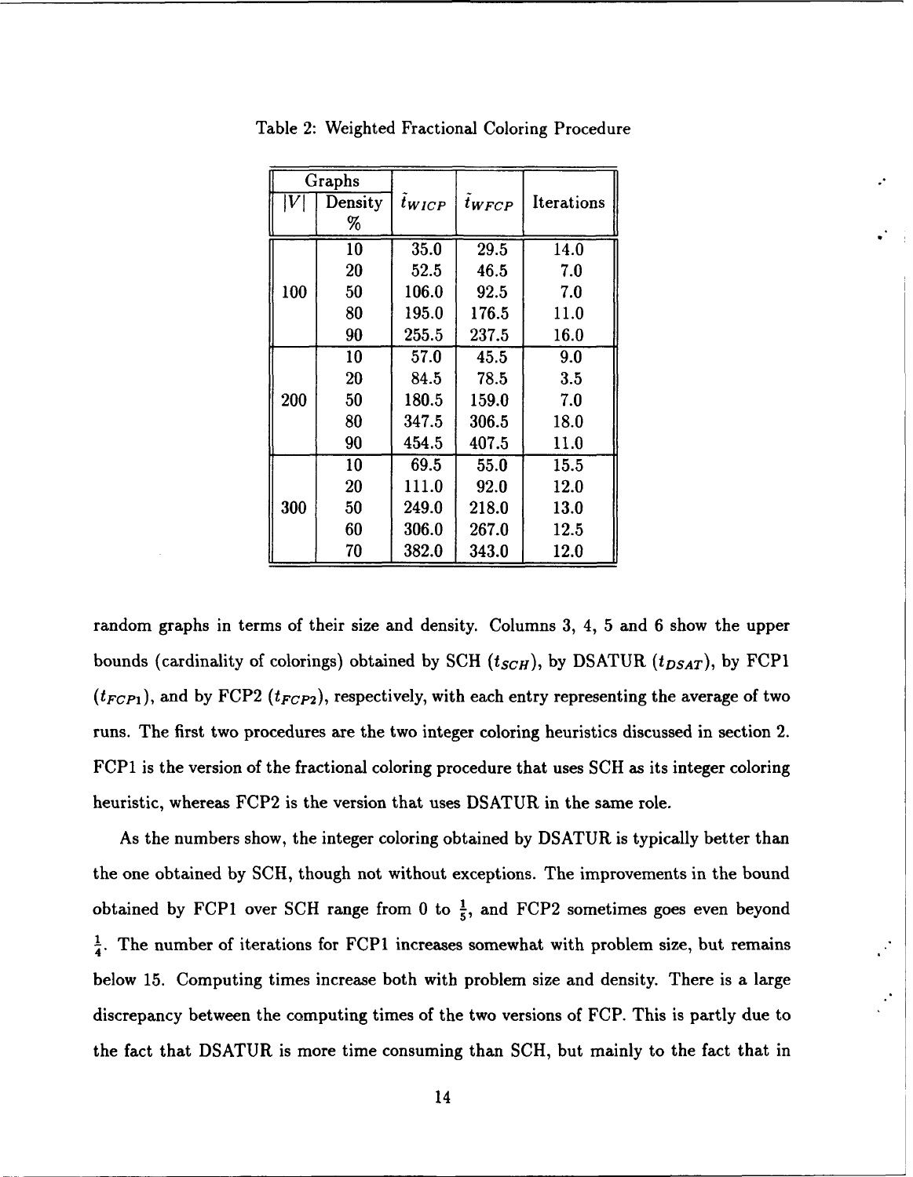Table 2: Weighted Fractional Coloring Procedure

| Graphs | | | | |
|---|---|---|---|---|
| $\|V\|$ | Density % | $\tilde{t}_{WICP}$ | $\tilde{t}_{WFCP}$ | Iterations |
| 100 | 10 | 35.0 | 29.5 | 14.0 |
| | 20 | 52.5 | 46.5 | 7.0 |
| | 50 | 106.0 | 92.5 | 7.0 |
| | 80 | 195.0 | 176.5 | 11.0 |
| | 90 | 255.5 | 237.5 | 16.0 |
| 200 | 10 | 57.0 | 45.5 | 9.0 |
| | 20 | 84.5 | 78.5 | 3.5 |
| | 50 | 180.5 | 159.0 | 7.0 |
| | 80 | 347.5 | 306.5 | 18.0 |
| | 90 | 454.5 | 407.5 | 11.0 |
| 300 | 10 | 69.5 | 55.0 | 15.5 |
| | 20 | 111.0 | 92.0 | 12.0 |
| | 50 | 249.0 | 218.0 | 13.0 |
| | 60 | 306.0 | 267.0 | 12.5 |
| | 70 | 382.0 | 343.0 | 12.0 |

random graphs in terms of their size and density. Columns 3, 4, 5 and 6 show the upper bounds (cardinality of colorings) obtained by SCH ($t_{SCH}$), by DSATUR ($t_{DSAT}$), by FCP1 ($t_{FCP1}$), and by FCP2 ($t_{FCP2}$), respectively, with each entry representing the average of two runs. The first two procedures are the two integer coloring heuristics discussed in section 2. FCP1 is the version of the fractional coloring procedure that uses SCH as its integer coloring heuristic, whereas FCP2 is the version that uses DSATUR in the same role.

As the numbers show, the integer coloring obtained by DSATUR is typically better than the one obtained by SCH, though not without exceptions. The improvements in the bound obtained by FCP1 over SCH range from 0 to $\frac{1}{5}$, and FCP2 sometimes goes even beyond $\frac{1}{4}$. The number of iterations for FCP1 increases somewhat with problem size, but remains below 15. Computing times increase both with problem size and density. There is a large discrepancy between the computing times of the two versions of FCP. This is partly due to the fact that DSATUR is more time consuming than SCH, but mainly to the fact that in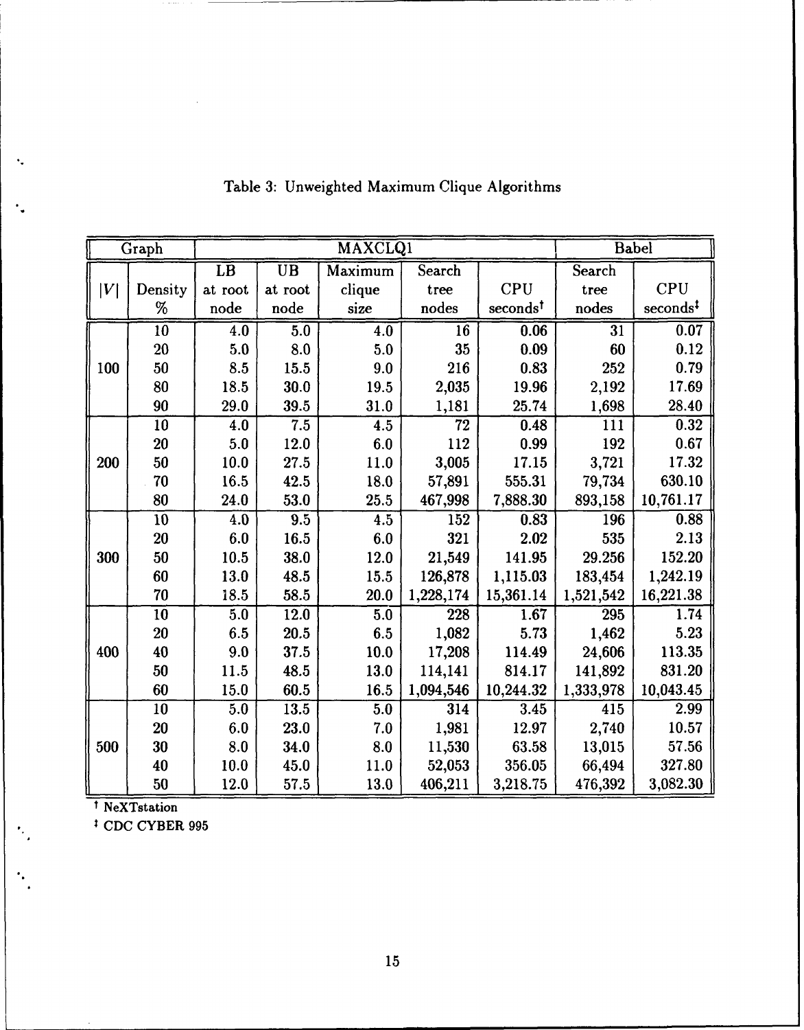Table 3: Unweighted Maximum Clique Algorithms

| Graph | | MAXCLQ1 | | | | | Babel | |
|---|---|---|---|---|---|---|---|---|
| $\|V\|$ | Density % | LB at root node | UB at root node | Maximum clique size | Search tree nodes | CPU seconds† | Search tree nodes | CPU seconds‡ |
| 100 | 10 | 4.0 | 5.0 | 4.0 | 16 | 0.06 | 31 | 0.07 |
| | 20 | 5.0 | 8.0 | 5.0 | 35 | 0.09 | 60 | 0.12 |
| | 50 | 8.5 | 15.5 | 9.0 | 216 | 0.83 | 252 | 0.79 |
| | 80 | 18.5 | 30.0 | 19.5 | 2,035 | 19.96 | 2,192 | 17.69 |
| | 90 | 29.0 | 39.5 | 31.0 | 1,181 | 25.74 | 1,698 | 28.40 |
| 200 | 10 | 4.0 | 7.5 | 4.5 | 72 | 0.48 | 111 | 0.32 |
| | 20 | 5.0 | 12.0 | 6.0 | 112 | 0.99 | 192 | 0.67 |
| | 50 | 10.0 | 27.5 | 11.0 | 3,005 | 17.15 | 3,721 | 17.32 |
| | 70 | 16.5 | 42.5 | 18.0 | 57,891 | 555.31 | 79,734 | 630.10 |
| | 80 | 24.0 | 53.0 | 25.5 | 467,998 | 7,888.30 | 893,158 | 10,761.17 |
| 300 | 10 | 4.0 | 9.5 | 4.5 | 152 | 0.83 | 196 | 0.88 |
| | 20 | 6.0 | 16.5 | 6.0 | 321 | 2.02 | 535 | 2.13 |
| | 50 | 10.5 | 38.0 | 12.0 | 21,549 | 141.95 | 29.256 | 152.20 |
| | 60 | 13.0 | 48.5 | 15.5 | 126,878 | 1,115.03 | 183,454 | 1,242.19 |
| | 70 | 18.5 | 58.5 | 20.0 | 1,228,174 | 15,361.14 | 1,521,542 | 16,221.38 |
| 400 | 10 | 5.0 | 12.0 | 5.0 | 228 | 1.67 | 295 | 1.74 |
| | 20 | 6.5 | 20.5 | 6.5 | 1,082 | 5.73 | 1,462 | 5.23 |
| | 40 | 9.0 | 37.5 | 10.0 | 17,208 | 114.49 | 24,606 | 113.35 |
| | 50 | 11.5 | 48.5 | 13.0 | 114,141 | 814.17 | 141,892 | 831.20 |
| | 60 | 15.0 | 60.5 | 16.5 | 1,094,546 | 10,244.32 | 1,333,978 | 10,043.45 |
| 500 | 10 | 5.0 | 13.5 | 5.0 | 314 | 3.45 | 415 | 2.99 |
| | 20 | 6.0 | 23.0 | 7.0 | 1,981 | 12.97 | 2,740 | 10.57 |
| | 30 | 8.0 | 34.0 | 8.0 | 11,530 | 63.58 | 13,015 | 57.56 |
| | 40 | 10.0 | 45.0 | 11.0 | 52,053 | 356.05 | 66,494 | 327.80 |
| | 50 | 12.0 | 57.5 | 13.0 | 406,211 | 3,218.75 | 476,392 | 3,082.30 |

† NeXTstation

‡ CDC CYBER 995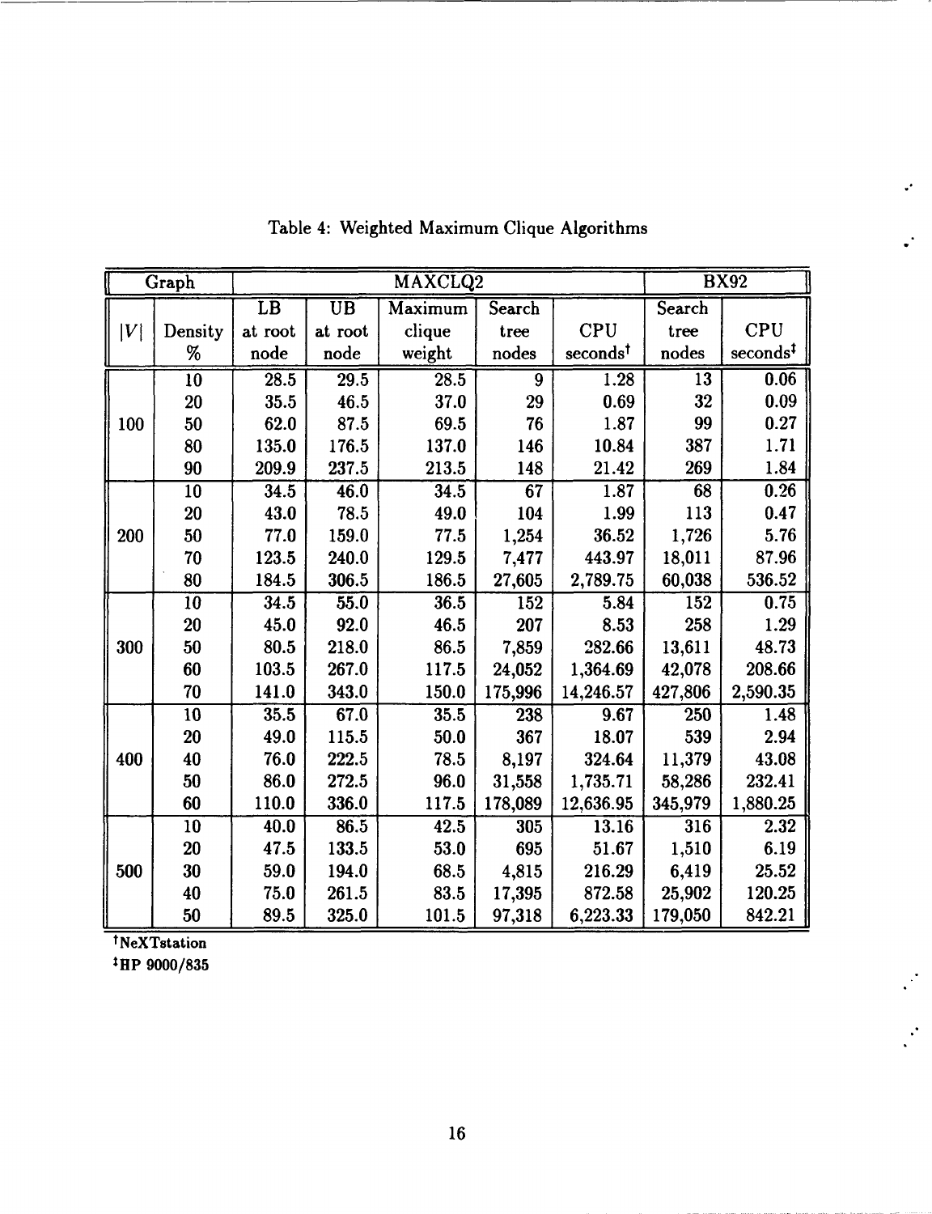Table 4: Weighted Maximum Clique Algorithms

| Graph | | MAXCLQ2 | | | | | BX92 | |
|---|---|---|---|---|---|---|---|---|
| $\|V\|$ | Density % | LB at root node | UB at root node | Maximum clique weight | Search tree nodes | CPU seconds† | Search tree nodes | CPU seconds‡ |
| 100 | 10 | 28.5 | 29.5 | 28.5 | 9 | 1.28 | 13 | 0.06 |
| | 20 | 35.5 | 46.5 | 37.0 | 29 | 0.69 | 32 | 0.09 |
| | 50 | 62.0 | 87.5 | 69.5 | 76 | 1.87 | 99 | 0.27 |
| | 80 | 135.0 | 176.5 | 137.0 | 146 | 10.84 | 387 | 1.71 |
| | 90 | 209.9 | 237.5 | 213.5 | 148 | 21.42 | 269 | 1.84 |
| 200 | 10 | 34.5 | 46.0 | 34.5 | 67 | 1.87 | 68 | 0.26 |
| | 20 | 43.0 | 78.5 | 49.0 | 104 | 1.99 | 113 | 0.47 |
| | 50 | 77.0 | 159.0 | 77.5 | 1,254 | 36.52 | 1,726 | 5.76 |
| | 70 | 123.5 | 240.0 | 129.5 | 7,477 | 443.97 | 18,011 | 87.96 |
| | 80 | 184.5 | 306.5 | 186.5 | 27,605 | 2,789.75 | 60,038 | 536.52 |
| 300 | 10 | 34.5 | 55.0 | 36.5 | 152 | 5.84 | 152 | 0.75 |
| | 20 | 45.0 | 92.0 | 46.5 | 207 | 8.53 | 258 | 1.29 |
| | 50 | 80.5 | 218.0 | 86.5 | 7,859 | 282.66 | 13,611 | 48.73 |
| | 60 | 103.5 | 267.0 | 117.5 | 24,052 | 1,364.69 | 42,078 | 208.66 |
| | 70 | 141.0 | 343.0 | 150.0 | 175,996 | 14,246.57 | 427,806 | 2,590.35 |
| 400 | 10 | 35.5 | 67.0 | 35.5 | 238 | 9.67 | 250 | 1.48 |
| | 20 | 49.0 | 115.5 | 50.0 | 367 | 18.07 | 539 | 2.94 |
| | 40 | 76.0 | 222.5 | 78.5 | 8,197 | 324.64 | 11,379 | 43.08 |
| | 50 | 86.0 | 272.5 | 96.0 | 31,558 | 1,735.71 | 58,286 | 232.41 |
| | 60 | 110.0 | 336.0 | 117.5 | 178,089 | 12,636.95 | 345,979 | 1,880.25 |
| 500 | 10 | 40.0 | 86.5 | 42.5 | 305 | 13.16 | 316 | 2.32 |
| | 20 | 47.5 | 133.5 | 53.0 | 695 | 51.67 | 1,510 | 6.19 |
| | 30 | 59.0 | 194.0 | 68.5 | 4,815 | 216.29 | 6,419 | 25.52 |
| | 40 | 75.0 | 261.5 | 83.5 | 17,395 | 872.58 | 25,902 | 120.25 |
| | 50 | 89.5 | 325.0 | 101.5 | 97,318 | 6,223.33 | 179,050 | 842.21 |

†NeXTstation

‡HP 9000/835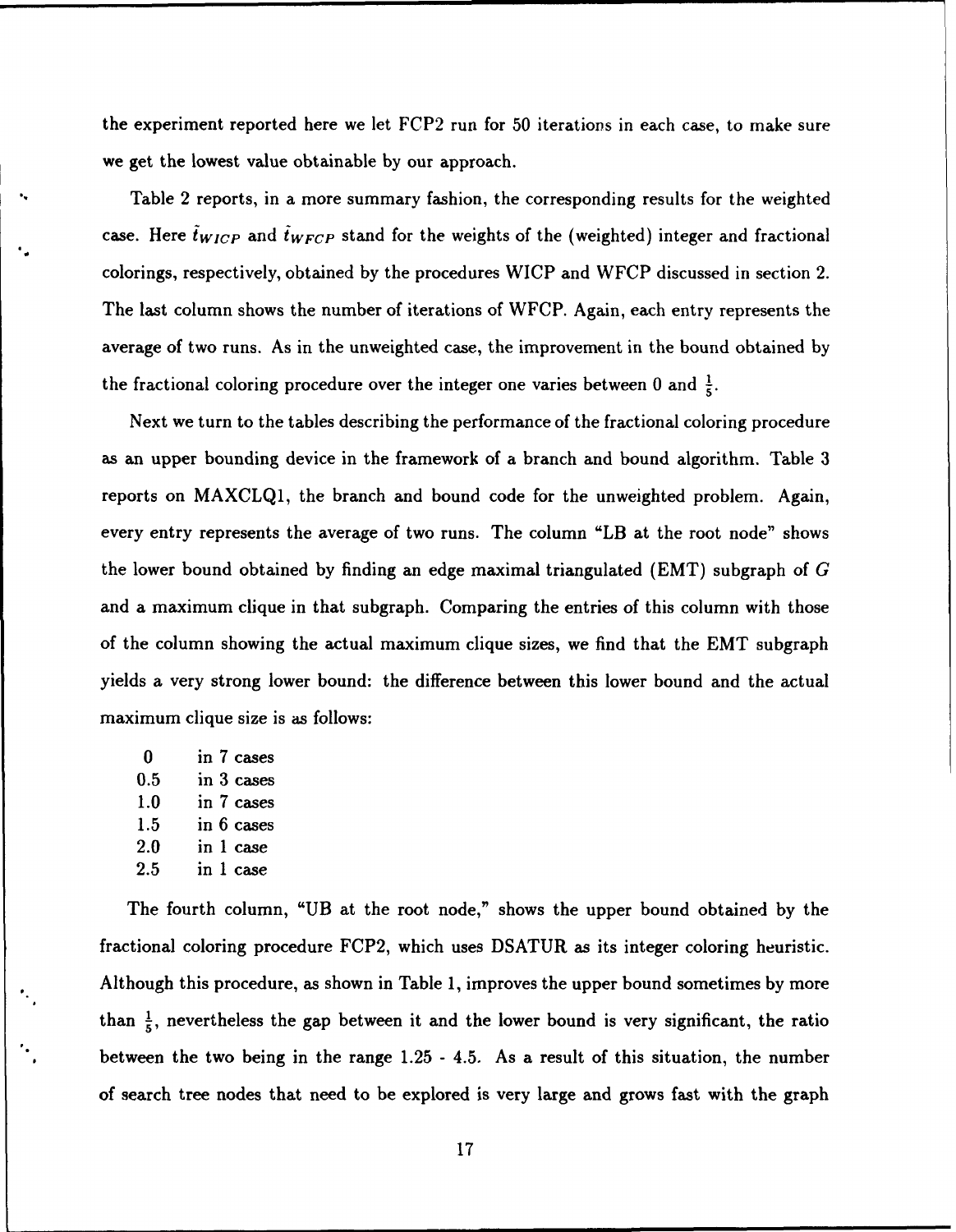the experiment reported here we let FCP2 run for 50 iterations in each case, to make sure we get the lowest value obtainable by our approach.

Table 2 reports, in a more summary fashion, the corresponding results for the weighted case. Here $\tilde{t}_{WICP}$ and $\tilde{t}_{WFCP}$ stand for the weights of the (weighted) integer and fractional colorings, respectively, obtained by the procedures WICP and WFCP discussed in section 2. The last column shows the number of iterations of WFCP. Again, each entry represents the average of two runs. As in the unweighted case, the improvement in the bound obtained by the fractional coloring procedure over the integer one varies between 0 and $\frac{1}{5}$.

Next we turn to the tables describing the performance of the fractional coloring procedure as an upper bounding device in the framework of a branch and bound algorithm. Table 3 reports on MAXCLQ1, the branch and bound code for the unweighted problem. Again, every entry represents the average of two runs. The column "LB at the root node" shows the lower bound obtained by finding an edge maximal triangulated (EMT) subgraph of $G$ and a maximum clique in that subgraph. Comparing the entries of this column with those of the column showing the actual maximum clique sizes, we find that the EMT subgraph yields a very strong lower bound: the difference between this lower bound and the actual maximum clique size is as follows:

| | |
|---|---|
| 0 | in 7 cases |
| 0.5 | in 3 cases |
| 1.0 | in 7 cases |
| 1.5 | in 6 cases |
| 2.0 | in 1 case |
| 2.5 | in 1 case |

The fourth column, "UB at the root node," shows the upper bound obtained by the fractional coloring procedure FCP2, which uses DSATUR as its integer coloring heuristic. Although this procedure, as shown in Table 1, improves the upper bound sometimes by more than $\frac{1}{5}$, nevertheless the gap between it and the lower bound is very significant, the ratio between the two being in the range 1.25 - 4.5. As a result of this situation, the number of search tree nodes that need to be explored is very large and grows fast with the graph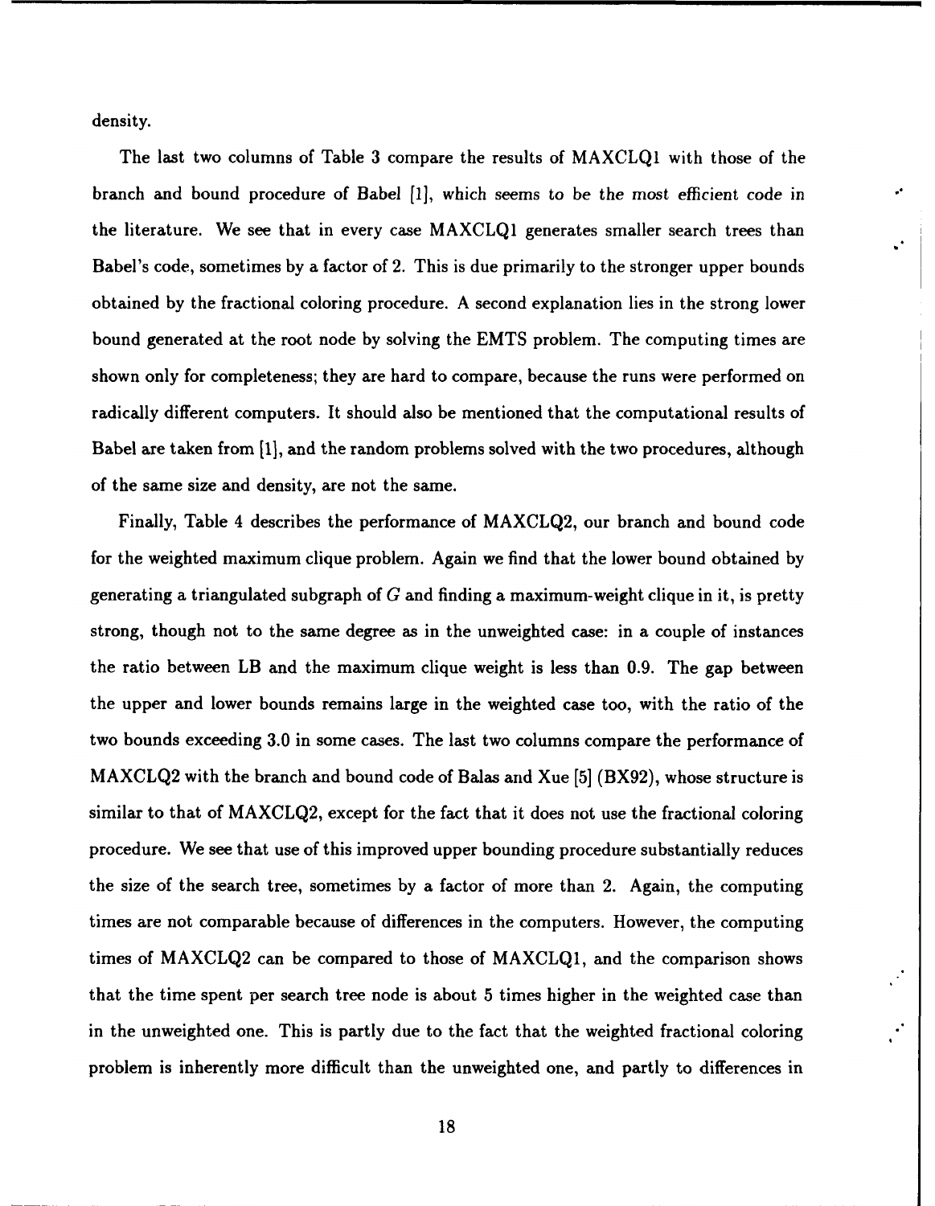density.

The last two columns of Table 3 compare the results of MAXCLQ1 with those of the branch and bound procedure of Babel [1], which seems to be the most efficient code in the literature. We see that in every case MAXCLQ1 generates smaller search trees than Babel's code, sometimes by a factor of 2. This is due primarily to the stronger upper bounds obtained by the fractional coloring procedure. A second explanation lies in the strong lower bound generated at the root node by solving the EMTS problem. The computing times are shown only for completeness; they are hard to compare, because the runs were performed on radically different computers. It should also be mentioned that the computational results of Babel are taken from [1], and the random problems solved with the two procedures, although of the same size and density, are not the same.

Finally, Table 4 describes the performance of MAXCLQ2, our branch and bound code for the weighted maximum clique problem. Again we find that the lower bound obtained by generating a triangulated subgraph of $G$ and finding a maximum-weight clique in it, is pretty strong, though not to the same degree as in the unweighted case: in a couple of instances the ratio between LB and the maximum clique weight is less than 0.9. The gap between the upper and lower bounds remains large in the weighted case too, with the ratio of the two bounds exceeding 3.0 in some cases. The last two columns compare the performance of MAXCLQ2 with the branch and bound code of Balas and Xue [5] (BX92), whose structure is similar to that of MAXCLQ2, except for the fact that it does not use the fractional coloring procedure. We see that use of this improved upper bounding procedure substantially reduces the size of the search tree, sometimes by a factor of more than 2. Again, the computing times are not comparable because of differences in the computers. However, the computing times of MAXCLQ2 can be compared to those of MAXCLQ1, and the comparison shows that the time spent per search tree node is about 5 times higher in the weighted case than in the unweighted one. This is partly due to the fact that the weighted fractional coloring problem is inherently more difficult than the unweighted one, and partly to differences in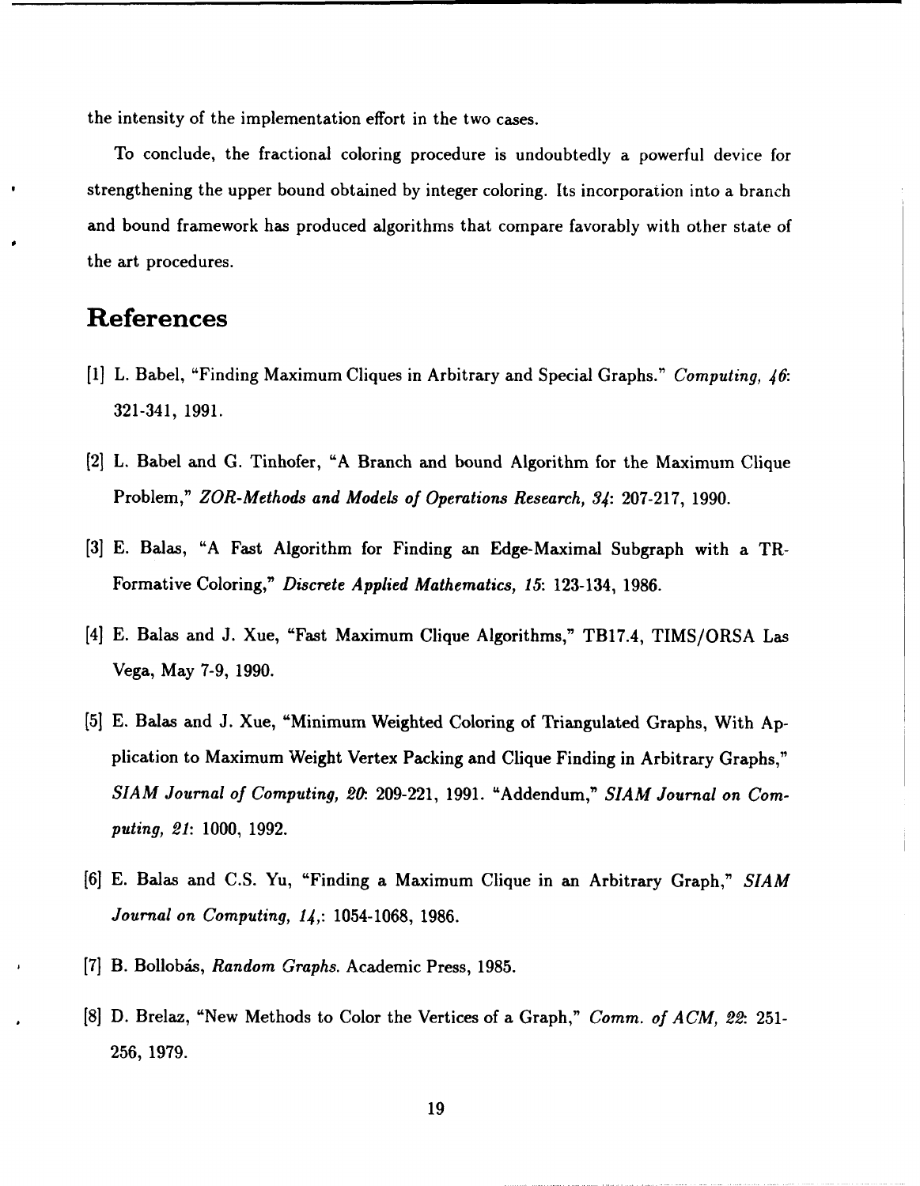the intensity of the implementation effort in the two cases.

To conclude, the fractional coloring procedure is undoubtedly a powerful device for strengthening the upper bound obtained by integer coloring. Its incorporation into a branch and bound framework has produced algorithms that compare favorably with other state of the art procedures.

# References

[1] L. Babel, "Finding Maximum Cliques in Arbitrary and Special Graphs." *Computing, 46*: 321-341, 1991.

[2] L. Babel and G. Tinhofer, "A Branch and bound Algorithm for the Maximum Clique Problem," *ZOR-Methods and Models of Operations Research, 34*: 207-217, 1990.

[3] E. Balas, "A Fast Algorithm for Finding an Edge-Maximal Subgraph with a TR-Formative Coloring," *Discrete Applied Mathematics, 15*: 123-134, 1986.

[4] E. Balas and J. Xue, "Fast Maximum Clique Algorithms," TB17.4, TIMS/ORSA Las Vega, May 7-9, 1990.

[5] E. Balas and J. Xue, "Minimum Weighted Coloring of Triangulated Graphs, With Application to Maximum Weight Vertex Packing and Clique Finding in Arbitrary Graphs," *SIAM Journal of Computing, 20*: 209-221, 1991. "Addendum," *SIAM Journal on Computing, 21*: 1000, 1992.

[6] E. Balas and C.S. Yu, "Finding a Maximum Clique in an Arbitrary Graph," *SIAM Journal on Computing, 14,*: 1054-1068, 1986.

[7] B. Bollobás, *Random Graphs.* Academic Press, 1985.

[8] D. Brelaz, "New Methods to Color the Vertices of a Graph," *Comm. of ACM, 22*: 251-256, 1979.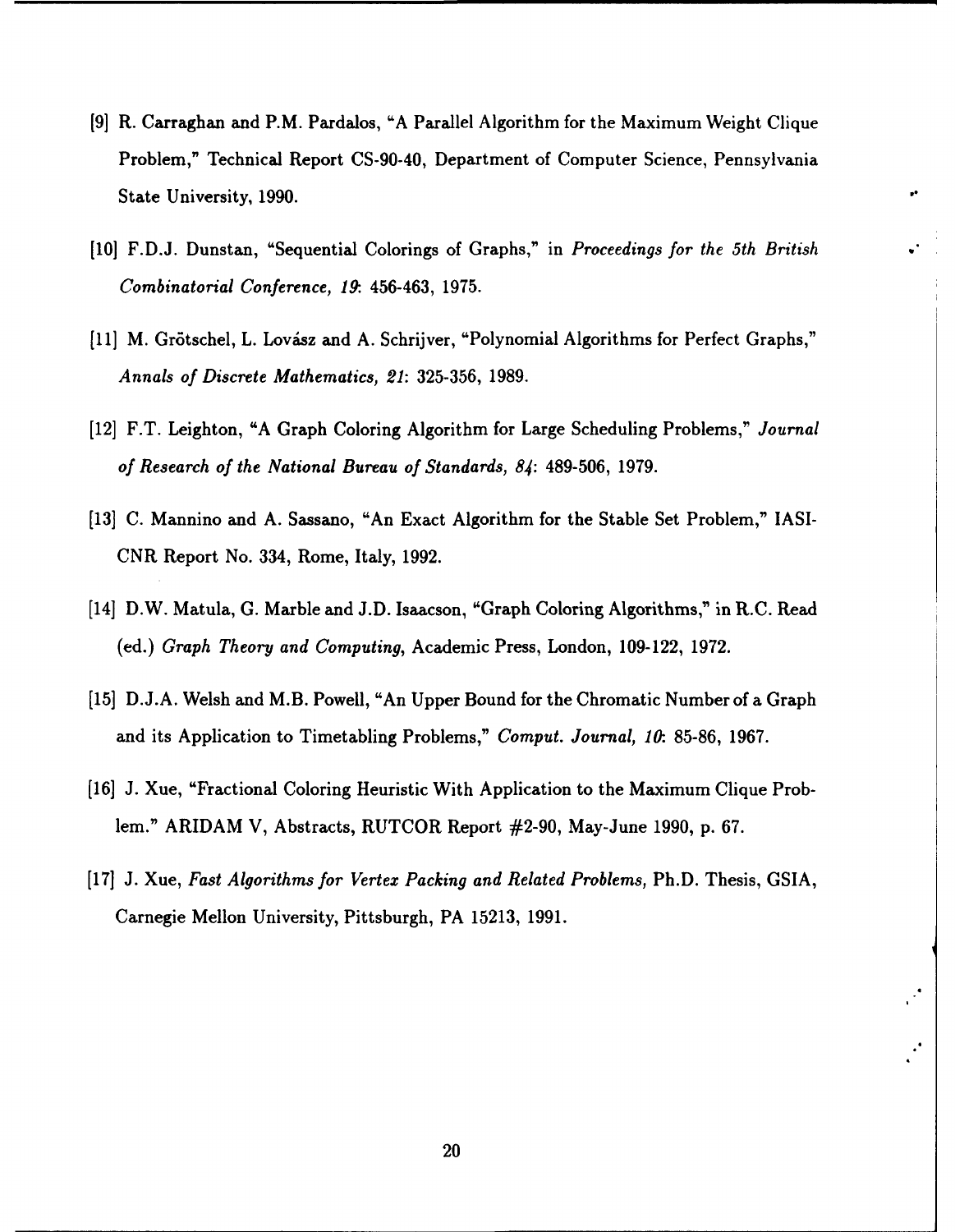[9] R. Carraghan and P.M. Pardalos, "A Parallel Algorithm for the Maximum Weight Clique Problem," Technical Report CS-90-40, Department of Computer Science, Pennsylvania State University, 1990.

[10] F.D.J. Dunstan, "Sequential Colorings of Graphs," in *Proceedings for the 5th British Combinatorial Conference, 19*: 456-463, 1975.

[11] M. Grötschel, L. Lovász and A. Schrijver, "Polynomial Algorithms for Perfect Graphs," *Annals of Discrete Mathematics, 21*: 325-356, 1989.

[12] F.T. Leighton, "A Graph Coloring Algorithm for Large Scheduling Problems," *Journal of Research of the National Bureau of Standards, 84*: 489-506, 1979.

[13] C. Mannino and A. Sassano, "An Exact Algorithm for the Stable Set Problem," IASI-CNR Report No. 334, Rome, Italy, 1992.

[14] D.W. Matula, G. Marble and J.D. Isaacson, "Graph Coloring Algorithms," in R.C. Read (ed.) *Graph Theory and Computing*, Academic Press, London, 109-122, 1972.

[15] D.J.A. Welsh and M.B. Powell, "An Upper Bound for the Chromatic Number of a Graph and its Application to Timetabling Problems," *Comput. Journal, 10*: 85-86, 1967.

[16] J. Xue, "Fractional Coloring Heuristic With Application to the Maximum Clique Problem." ARIDAM V, Abstracts, RUTCOR Report #2-90, May-June 1990, p. 67.

[17] J. Xue, *Fast Algorithms for Vertex Packing and Related Problems,* Ph.D. Thesis, GSIA, Carnegie Mellon University, Pittsburgh, PA 15213, 1991.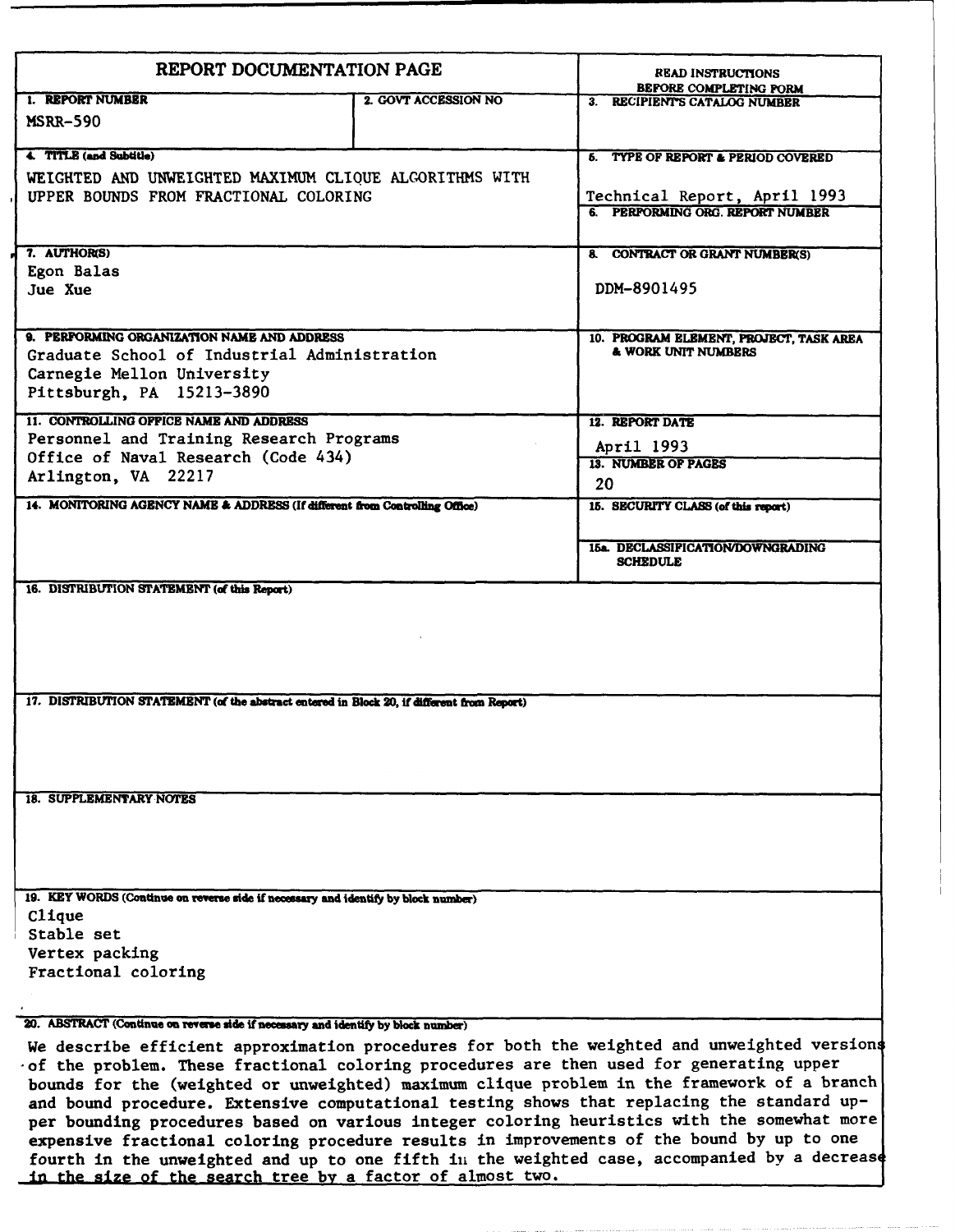# REPORT DOCUMENTATION PAGE

READ INSTRUCTIONS BEFORE COMPLETING FORM

**1. REPORT NUMBER**
MSRR-590

**2. GOVT ACCESSION NO**

**3. RECIPIENT'S CATALOG NUMBER**

**4. TITLE (and Subtitle)**
WEIGHTED AND UNWEIGHTED MAXIMUM CLIQUE ALGORITHMS WITH UPPER BOUNDS FROM FRACTIONAL COLORING

**5. TYPE OF REPORT & PERIOD COVERED**
Technical Report, April 1993

**6. PERFORMING ORG. REPORT NUMBER**

**7. AUTHOR(S)**
Egon Balas
Jue Xue

**8. CONTRACT OR GRANT NUMBER(S)**
DDM-8901495

**9. PERFORMING ORGANIZATION NAME AND ADDRESS**
Graduate School of Industrial Administration
Carnegie Mellon University
Pittsburgh, PA 15213-3890

**10. PROGRAM ELEMENT, PROJECT, TASK AREA & WORK UNIT NUMBERS**

**11. CONTROLLING OFFICE NAME AND ADDRESS**
Personnel and Training Research Programs
Office of Naval Research (Code 434)
Arlington, VA 22217

**12. REPORT DATE**
April 1993

**13. NUMBER OF PAGES**
20

**14. MONITORING AGENCY NAME & ADDRESS (If different from Controlling Office)**

**15. SECURITY CLASS (of this report)**

**15a. DECLASSIFICATION/DOWNGRADING SCHEDULE**

**16. DISTRIBUTION STATEMENT (of this Report)**

**17. DISTRIBUTION STATEMENT (of the abstract entered in Block 20, if different from Report)**

**18. SUPPLEMENTARY NOTES**

**19. KEY WORDS (Continue on reverse side if necessary and identify by block number)**
Clique
Stable set
Vertex packing
Fractional coloring

**20. ABSTRACT (Continue on reverse side if necessary and identify by block number)**
We describe efficient approximation procedures for both the weighted and unweighted versions of the problem. These fractional coloring procedures are then used for generating upper bounds for the (weighted or unweighted) maximum clique problem in the framework of a branch and bound procedure. Extensive computational testing shows that replacing the standard upper bounding procedures based on various integer coloring heuristics with the somewhat more expensive fractional coloring procedure results in improvements of the bound by up to one fourth in the unweighted and up to one fifth in the weighted case, accompanied by a decrease in the size of the search tree by a factor of almost two.